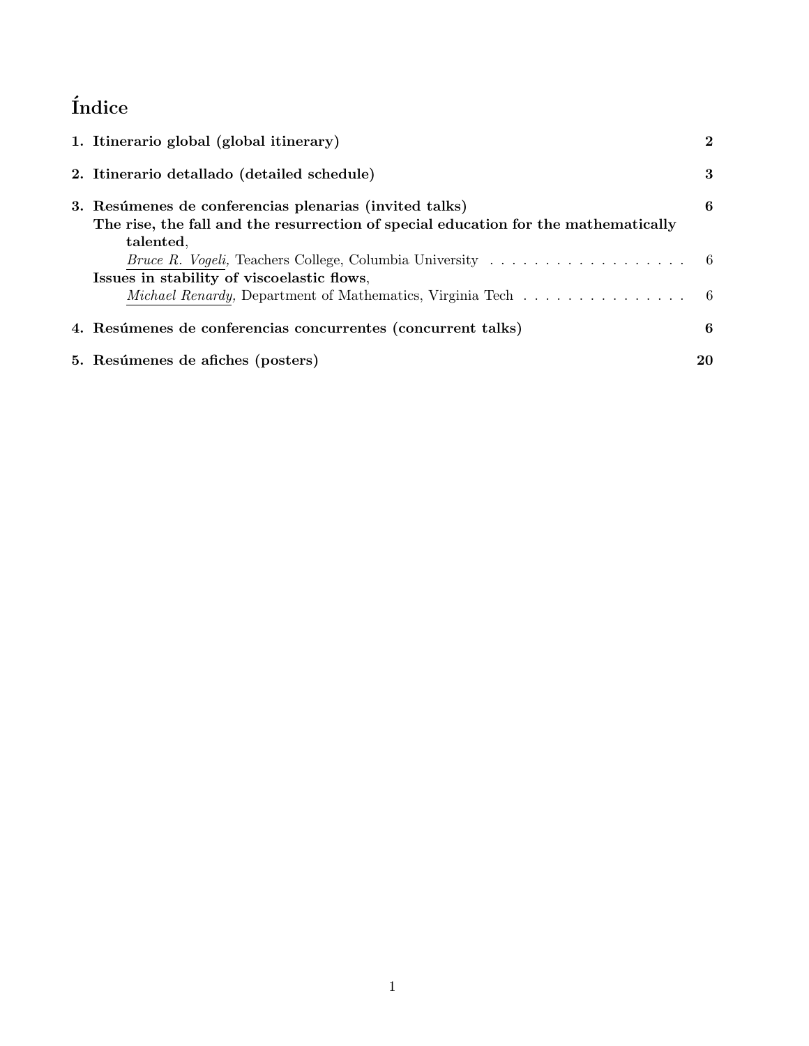# Índice

**1. Itinerario global (global itinerary)** **2**

**2. Itinerario detallado (detailed schedule)** **3**

**3. Resúmenes de conferencias plenarias (invited talks)** **6**

**The rise, the fall and the resurrection of special education for the mathematically talented**,
*Bruce R. Vogeli,* Teachers College, Columbia University . . . . . . . . . . . . . . . . . . . 6

**Issues in stability of viscoelastic flows**,
*Michael Renardy,* Department of Mathematics, Virginia Tech . . . . . . . . . . . . . . . 6

**4. Resúmenes de conferencias concurrentes (concurrent talks)** **6**

**5. Resúmenes de afiches (posters)** **20**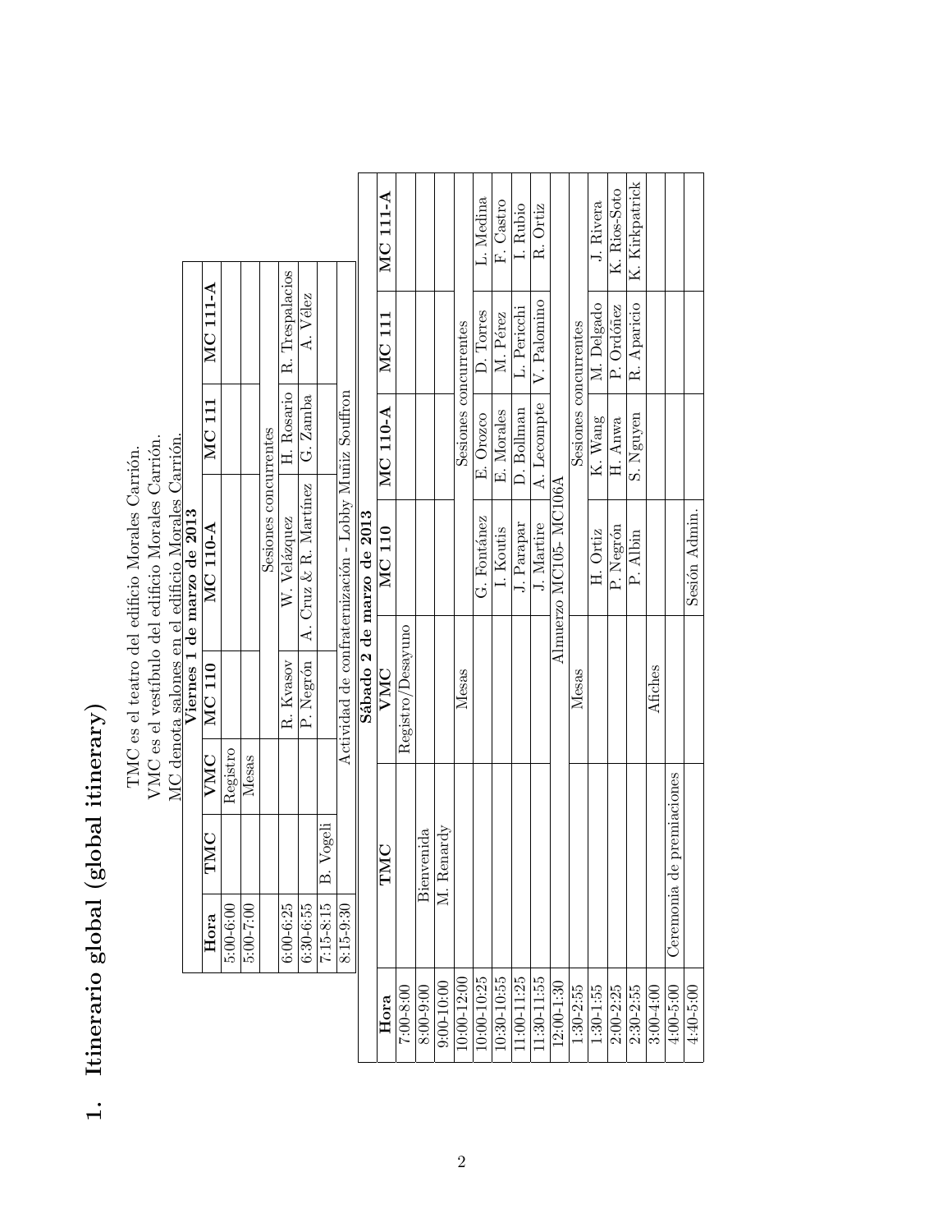# 1. Itinerario global (global itinerary)

TMC es el teatro del edificio Morales Carrión.
VMC es el vestíbulo del edificio Morales Carrión.
MC denota salones en el edificio Morales Carrión.

**Viernes 1 de marzo de 2013**

| Hora | TMC | VMC | MC 110 | MC 110-A | MC 111 | MC 111-A |
|---|---|---|---|---|---|---|
| 5:00-6:00 | | Registro | | | | |
| 5:00-7:00 | | Mesas | | | | |
| | | | Sesiones concurrentes | | | |
| 6:00-6:25 | | | R. Kvasov | W. Velázquez | H. Rosario | R. Trespalacios |
| 6:30-6:55 | | | P. Negrón | A. Cruz & R. Martínez | G. Zamba | A. Vélez |
| 7:15-8:15 | B. Vogeli | | | | | |
| 8:15-9:30 | Actividad de confraternización - Lobby Muñiz Souffron | | | | | |

**Sábado 2 de marzo de 2013**

| Hora | TMC | VMC | MC 110 | MC 110-A | MC 111 | MC 111-A |
|---|---|---|---|---|---|---|
| 7:00-8:00 | | Registro/Desayuno | | | | |
| 8:00-9:00 | Bienvenida | | | | | |
| 9:00-10:00 | M. Renardy | | | | | |
| 10:00-12:00 | | Mesas | | | | |
| | | | Sesiones concurrentes | | | |
| 10:00-10:25 | | | G. Fontánez | E. Orozco | D. Torres | L. Medina |
| 10:30-10:55 | | | I. Koutis | E. Morales | M. Pérez | F. Castro |
| 11:00-11:25 | | | J. Parapar | D. Bollman | L. Pericchi | I. Rubio |
| 11:30-11:55 | | | J. Martire | A. Lecompte | V. Palomino | R. Ortiz |
| 12:00-1:30 | Almuerzo MC105- MC106A | | | | | |
| 1:30-2:55 | | Mesas | | | | |
| | | | Sesiones concurrentes | | | |
| 1:30-1:55 | | | H. Ortiz | K. Wang | M. Delgado | J. Rivera |
| 2:00-2:25 | | | P. Negrón | H. Anwa | P. Ordóñez | K. Rios-Soto |
| 2:30-2:55 | | | P. Albin | S. Nguyen | R. Aparicio | K. Kirkpatrick |
| 3:00-4:00 | | Afiches | | | | |
| 4:00-5:00 | Ceremonia de premiaciones | | | | | |
| 4:40-5:00 | | | Sesión Admin. | | | |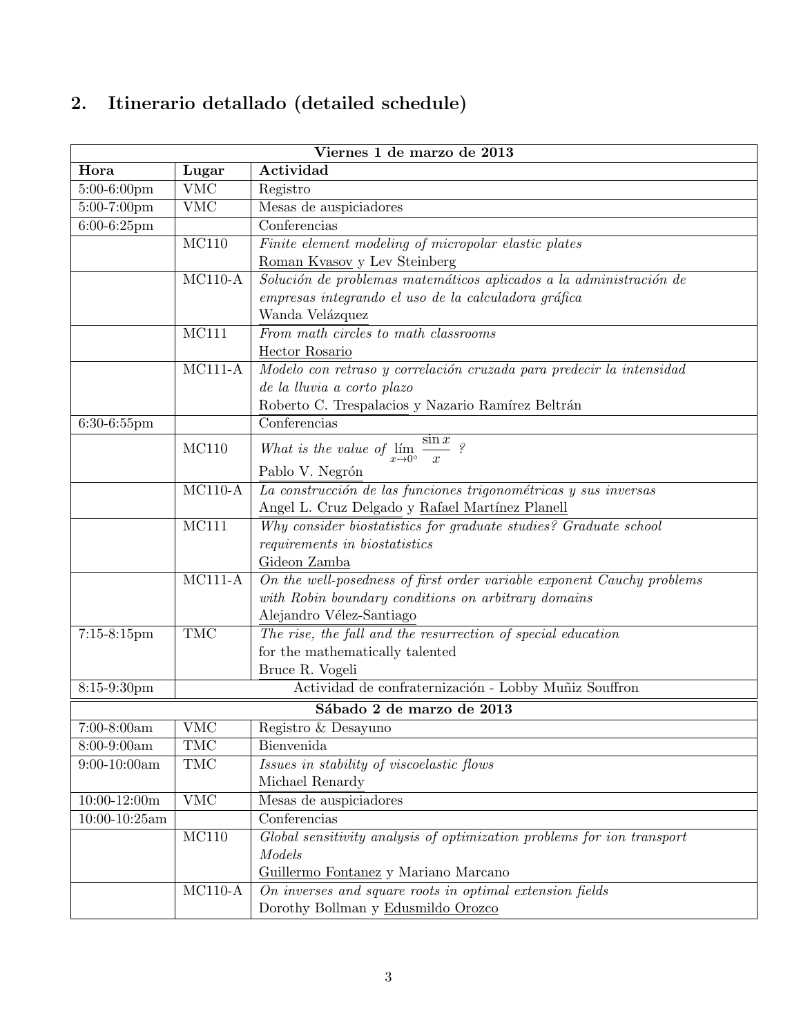## 2. Itinerario detallado (detailed schedule)

| **Viernes 1 de marzo de 2013** | | |
|---|---|---|
| **Hora** | **Lugar** | **Actividad** |
| 5:00-6:00pm | VMC | Registro |
| 5:00-7:00pm | VMC | Mesas de auspiciadores |
| 6:00-6:25pm | | Conferencias |
| | MC110 | *Finite element modeling of micropolar elastic plates* <br> Roman Kvasov y Lev Steinberg |
| | MC110-A | *Solución de problemas matemáticos aplicados a la administración de empresas integrando el uso de la calculadora gráfica* <br> Wanda Velázquez |
| | MC111 | *From math circles to math classrooms* <br> Hector Rosario |
| | MC111-A | *Modelo con retraso y correlación cruzada para predecir la intensidad de la lluvia a corto plazo* <br> Roberto C. Trespalacios y Nazario Ramírez Beltrán |
| 6:30-6:55pm | | Conferencias |
| | MC110 | *What is the value of* $\lim\limits_{x\to 0^\circ} \frac{\sin x}{x}$ *?* <br> Pablo V. Negrón |
| | MC110-A | *La construcción de las funciones trigonométricas y sus inversas* <br> Angel L. Cruz Delgado y Rafael Martínez Planell |
| | MC111 | *Why consider biostatistics for graduate studies? Graduate school requirements in biostatistics* <br> Gideon Zamba |
| | MC111-A | *On the well-posedness of first order variable exponent Cauchy problems with Robin boundary conditions on arbitrary domains* <br> Alejandro Vélez-Santiago |
| 7:15-8:15pm | TMC | *The rise, the fall and the resurrection of special education* for the mathematically talented <br> Bruce R. Vogeli |
| 8:15-9:30pm | | Actividad de confraternización - Lobby Muñiz Souffron |
| **Sábado 2 de marzo de 2013** | | |
| 7:00-8:00am | VMC | Registro & Desayuno |
| 8:00-9:00am | TMC | Bienvenida |
| 9:00-10:00am | TMC | *Issues in stability of viscoelastic flows* <br> Michael Renardy |
| 10:00-12:00m | VMC | Mesas de auspiciadores |
| 10:00-10:25am | | Conferencias |
| | MC110 | *Global sensitivity analysis of optimization problems for ion transport Models* <br> Guillermo Fontanez y Mariano Marcano |
| | MC110-A | *On inverses and square roots in optimal extension fields* <br> Dorothy Bollman y Edusmildo Orozco |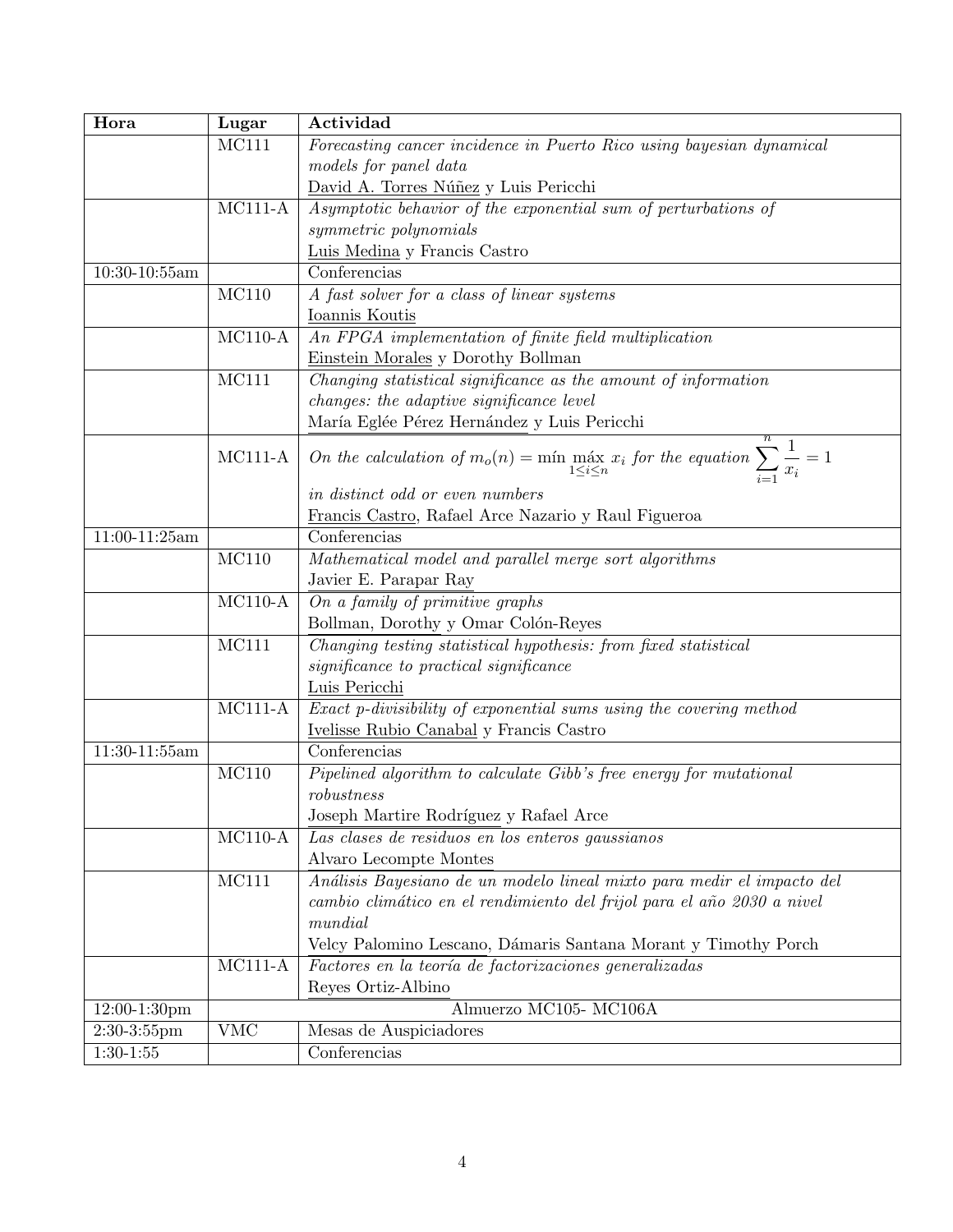| Hora | Lugar | Actividad |
|---|---|---|
| | MC111 | *Forecasting cancer incidence in Puerto Rico using bayesian dynamical models for panel data*<br>David A. Torres Núñez y Luis Pericchi |
| | MC111-A | *Asymptotic behavior of the exponential sum of perturbations of symmetric polynomials*<br>Luis Medina y Francis Castro |
| 10:30-10:55am | | Conferencias |
| | MC110 | *A fast solver for a class of linear systems*<br>Ioannis Koutis |
| | MC110-A | *An FPGA implementation of finite field multiplication*<br>Einstein Morales y Dorothy Bollman |
| | MC111 | *Changing statistical significance as the amount of information changes: the adaptive significance level*<br>María Eglée Pérez Hernández y Luis Pericchi |
| | MC111-A | *On the calculation of* $m_o(n) = \min \max_{1 \leq i \leq n} x_i$ *for the equation* $\sum_{i=1}^{n} \frac{1}{x_i} = 1$ *in distinct odd or even numbers*<br>Francis Castro, Rafael Arce Nazario y Raul Figueroa |
| 11:00-11:25am | | Conferencias |
| | MC110 | *Mathematical model and parallel merge sort algorithms*<br>Javier E. Parapar Ray |
| | MC110-A | *On a family of primitive graphs*<br>Bollman, Dorothy y Omar Colón-Reyes |
| | MC111 | *Changing testing statistical hypothesis: from fixed statistical significance to practical significance*<br>Luis Pericchi |
| | MC111-A | *Exact p-divisibility of exponential sums using the covering method*<br>Ivelisse Rubio Canabal y Francis Castro |
| 11:30-11:55am | | Conferencias |
| | MC110 | *Pipelined algorithm to calculate Gibb's free energy for mutational robustness*<br>Joseph Martire Rodríguez y Rafael Arce |
| | MC110-A | *Las clases de residuos en los enteros gaussianos*<br>Alvaro Lecompte Montes |
| | MC111 | *Análisis Bayesiano de un modelo lineal mixto para medir el impacto del cambio climático en el rendimiento del frijol para el año 2030 a nivel mundial*<br>Velcy Palomino Lescano, Dámaris Santana Morant y Timothy Porch |
| | MC111-A | *Factores en la teoría de factorizaciones generalizadas*<br>Reyes Ortiz-Albino |
| 12:00-1:30pm | | Almuerzo MC105- MC106A |
| 2:30-3:55pm | VMC | Mesas de Auspiciadores |
| 1:30-1:55 | | Conferencias |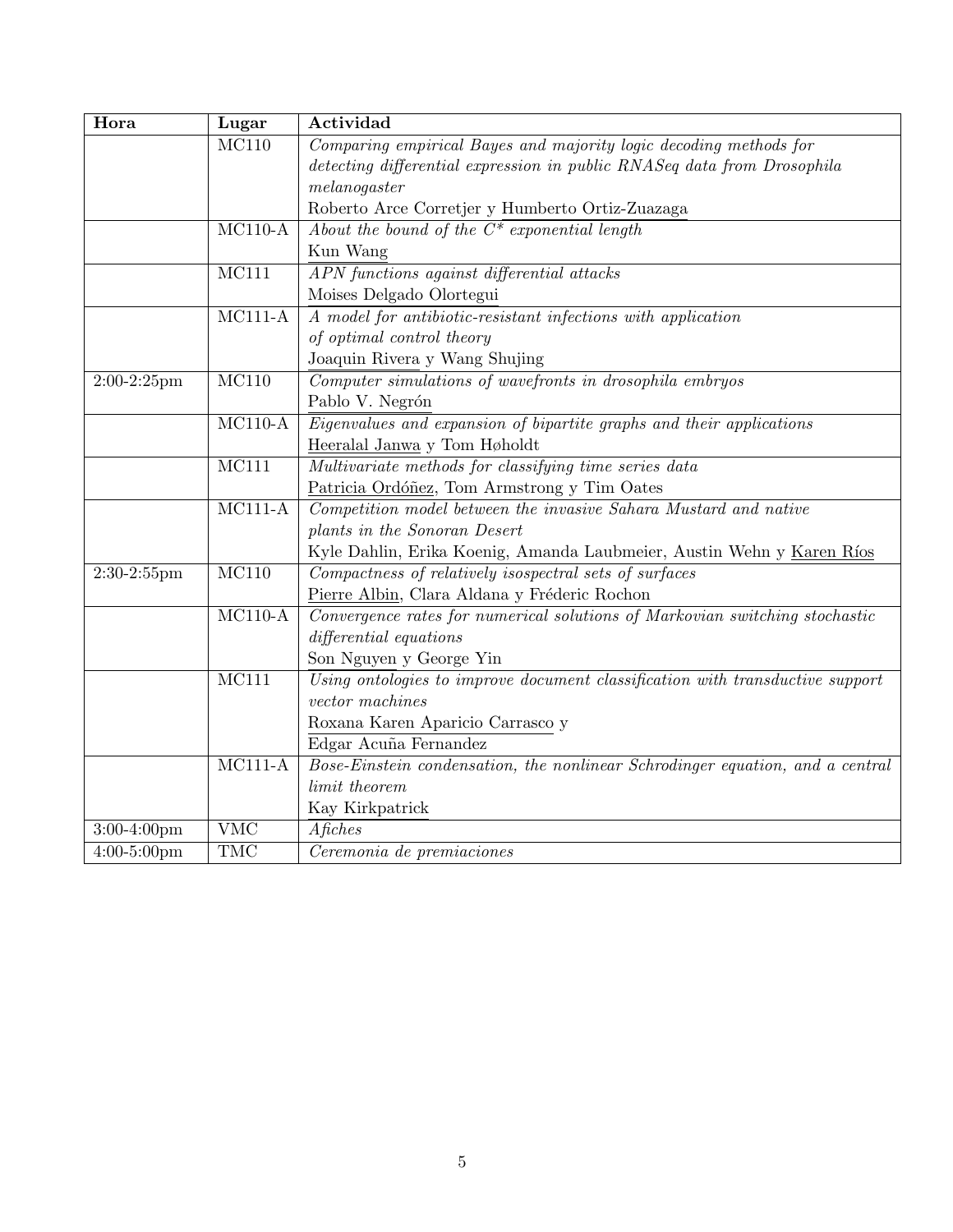| Hora | Lugar | Actividad |
|---|---|---|
| | MC110 | *Comparing empirical Bayes and majority logic decoding methods for detecting differential expression in public RNASeq data from Drosophila melanogaster*<br>Roberto Arce Corretjer y Humberto Ortiz-Zuazaga |
| | MC110-A | *About the bound of the $C^*$ exponential length*<br>Kun Wang |
| | MC111 | *APN functions against differential attacks*<br>Moises Delgado Olortegui |
| | MC111-A | *A model for antibiotic-resistant infections with application of optimal control theory*<br>Joaquin Rivera y Wang Shujing |
| 2:00-2:25pm | MC110 | *Computer simulations of wavefronts in drosophila embryos*<br>Pablo V. Negrón |
| | MC110-A | *Eigenvalues and expansion of bipartite graphs and their applications*<br>Heeralal Janwa y Tom Høholdt |
| | MC111 | *Multivariate methods for classifying time series data*<br>Patricia Ordóñez, Tom Armstrong y Tim Oates |
| | MC111-A | *Competition model between the invasive Sahara Mustard and native plants in the Sonoran Desert*<br>Kyle Dahlin, Erika Koenig, Amanda Laubmeier, Austin Wehn y Karen Ríos |
| 2:30-2:55pm | MC110 | *Compactness of relatively isospectral sets of surfaces*<br>Pierre Albin, Clara Aldana y Fréderic Rochon |
| | MC110-A | *Convergence rates for numerical solutions of Markovian switching stochastic differential equations*<br>Son Nguyen y George Yin |
| | MC111 | *Using ontologies to improve document classification with transductive support vector machines*<br>Roxana Karen Aparicio Carrasco y Edgar Acuña Fernandez |
| | MC111-A | *Bose-Einstein condensation, the nonlinear Schrodinger equation, and a central limit theorem*<br>Kay Kirkpatrick |
| 3:00-4:00pm | VMC | *Afiches* |
| 4:00-5:00pm | TMC | *Ceremonia de premiaciones* |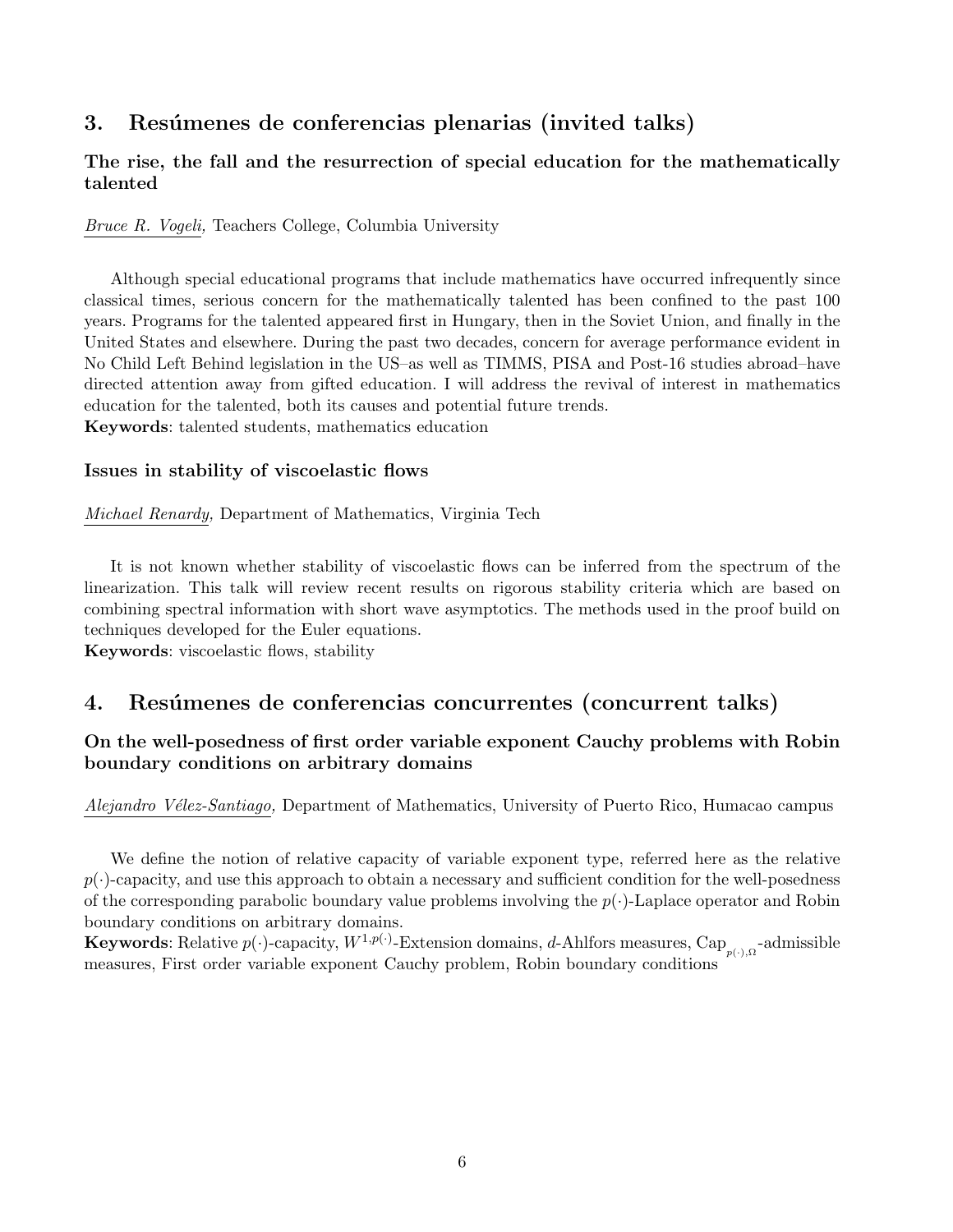## 3. Resúmenes de conferencias plenarias (invited talks)

### The rise, the fall and the resurrection of special education for the mathematically talented

Bruce R. Vogeli, Teachers College, Columbia University

Although special educational programs that include mathematics have occurred infrequently since classical times, serious concern for the mathematically talented has been confined to the past 100 years. Programs for the talented appeared first in Hungary, then in the Soviet Union, and finally in the United States and elsewhere. During the past two decades, concern for average performance evident in No Child Left Behind legislation in the US–as well as TIMMS, PISA and Post-16 studies abroad–have directed attention away from gifted education. I will address the revival of interest in mathematics education for the talented, both its causes and potential future trends.
**Keywords**: talented students, mathematics education

### Issues in stability of viscoelastic flows

Michael Renardy, Department of Mathematics, Virginia Tech

It is not known whether stability of viscoelastic flows can be inferred from the spectrum of the linearization. This talk will review recent results on rigorous stability criteria which are based on combining spectral information with short wave asymptotics. The methods used in the proof build on techniques developed for the Euler equations.
**Keywords**: viscoelastic flows, stability

## 4. Resúmenes de conferencias concurrentes (concurrent talks)

### On the well-posedness of first order variable exponent Cauchy problems with Robin boundary conditions on arbitrary domains

Alejandro Vélez-Santiago, Department of Mathematics, University of Puerto Rico, Humacao campus

We define the notion of relative capacity of variable exponent type, referred here as the relative $p(\cdot)$-capacity, and use this approach to obtain a necessary and sufficient condition for the well-posedness of the corresponding parabolic boundary value problems involving the $p(\cdot)$-Laplace operator and Robin boundary conditions on arbitrary domains.
**Keywords**: Relative $p(\cdot)$-capacity, $W^{1,p(\cdot)}$-Extension domains, $d$-Ahlfors measures, $\mathrm{Cap}_{p(\cdot),\Omega}$-admissible measures, First order variable exponent Cauchy problem, Robin boundary conditions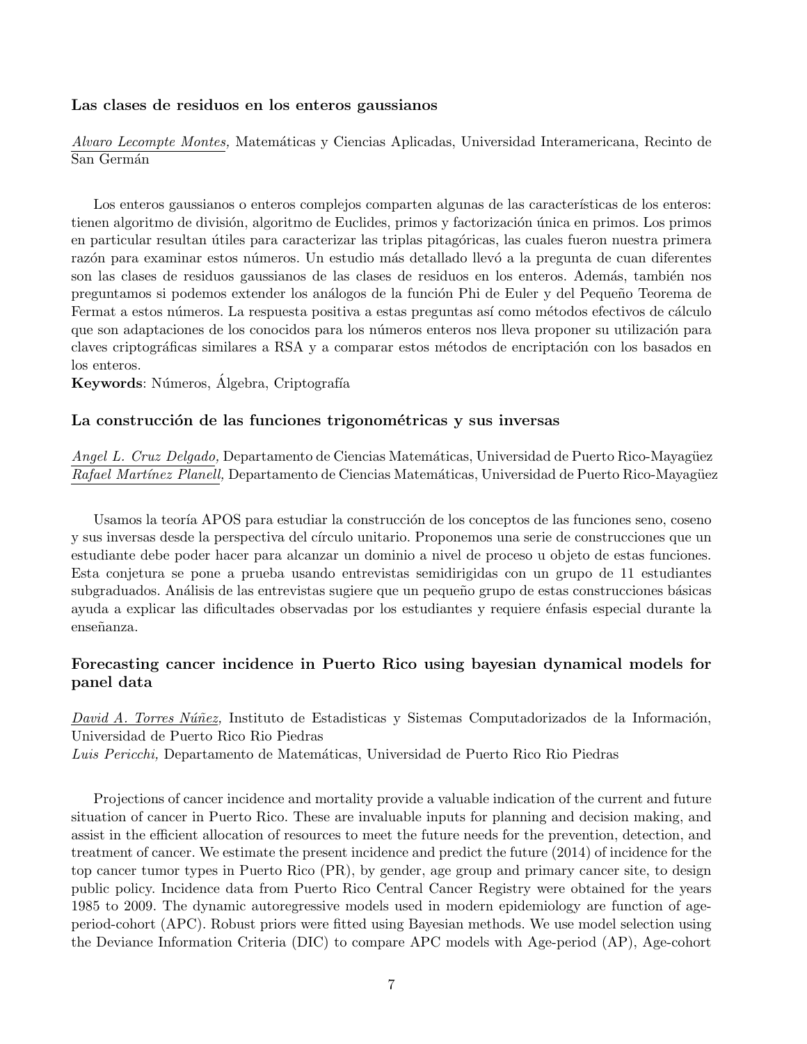### Las clases de residuos en los enteros gaussianos

*Alvaro Lecompte Montes,* Matemáticas y Ciencias Aplicadas, Universidad Interamericana, Recinto de San Germán

Los enteros gaussianos o enteros complejos comparten algunas de las características de los enteros: tienen algoritmo de división, algoritmo de Euclides, primos y factorización única en primos. Los primos en particular resultan útiles para caracterizar las triplas pitagóricas, las cuales fueron nuestra primera razón para examinar estos números. Un estudio más detallado llevó a la pregunta de cuan diferentes son las clases de residuos gaussianos de las clases de residuos en los enteros. Además, también nos preguntamos si podemos extender los análogos de la función Phi de Euler y del Pequeño Teorema de Fermat a estos números. La respuesta positiva a estas preguntas así como métodos efectivos de cálculo que son adaptaciones de los conocidos para los números enteros nos lleva proponer su utilización para claves criptográficas similares a RSA y a comparar estos métodos de encriptación con los basados en los enteros.

**Keywords**: Números, Álgebra, Criptografía

### La construcción de las funciones trigonométricas y sus inversas

*Angel L. Cruz Delgado,* Departamento de Ciencias Matemáticas, Universidad de Puerto Rico-Mayagüez
*Rafael Martínez Planell,* Departamento de Ciencias Matemáticas, Universidad de Puerto Rico-Mayagüez

Usamos la teoría APOS para estudiar la construcción de los conceptos de las funciones seno, coseno y sus inversas desde la perspectiva del círculo unitario. Proponemos una serie de construcciones que un estudiante debe poder hacer para alcanzar un dominio a nivel de proceso u objeto de estas funciones. Esta conjetura se pone a prueba usando entrevistas semidirigidas con un grupo de 11 estudiantes subgraduados. Análisis de las entrevistas sugiere que un pequeño grupo de estas construcciones básicas ayuda a explicar las dificultades observadas por los estudiantes y requiere énfasis especial durante la enseñanza.

### Forecasting cancer incidence in Puerto Rico using bayesian dynamical models for panel data

*David A. Torres Núñez,* Instituto de Estadisticas y Sistemas Computadorizados de la Información, Universidad de Puerto Rico Rio Piedras
*Luis Pericchi,* Departamento de Matemáticas, Universidad de Puerto Rico Rio Piedras

Projections of cancer incidence and mortality provide a valuable indication of the current and future situation of cancer in Puerto Rico. These are invaluable inputs for planning and decision making, and assist in the efficient allocation of resources to meet the future needs for the prevention, detection, and treatment of cancer. We estimate the present incidence and predict the future (2014) of incidence for the top cancer tumor types in Puerto Rico (PR), by gender, age group and primary cancer site, to design public policy. Incidence data from Puerto Rico Central Cancer Registry were obtained for the years 1985 to 2009. The dynamic autoregressive models used in modern epidemiology are function of age-period-cohort (APC). Robust priors were fitted using Bayesian methods. We use model selection using the Deviance Information Criteria (DIC) to compare APC models with Age-period (AP), Age-cohort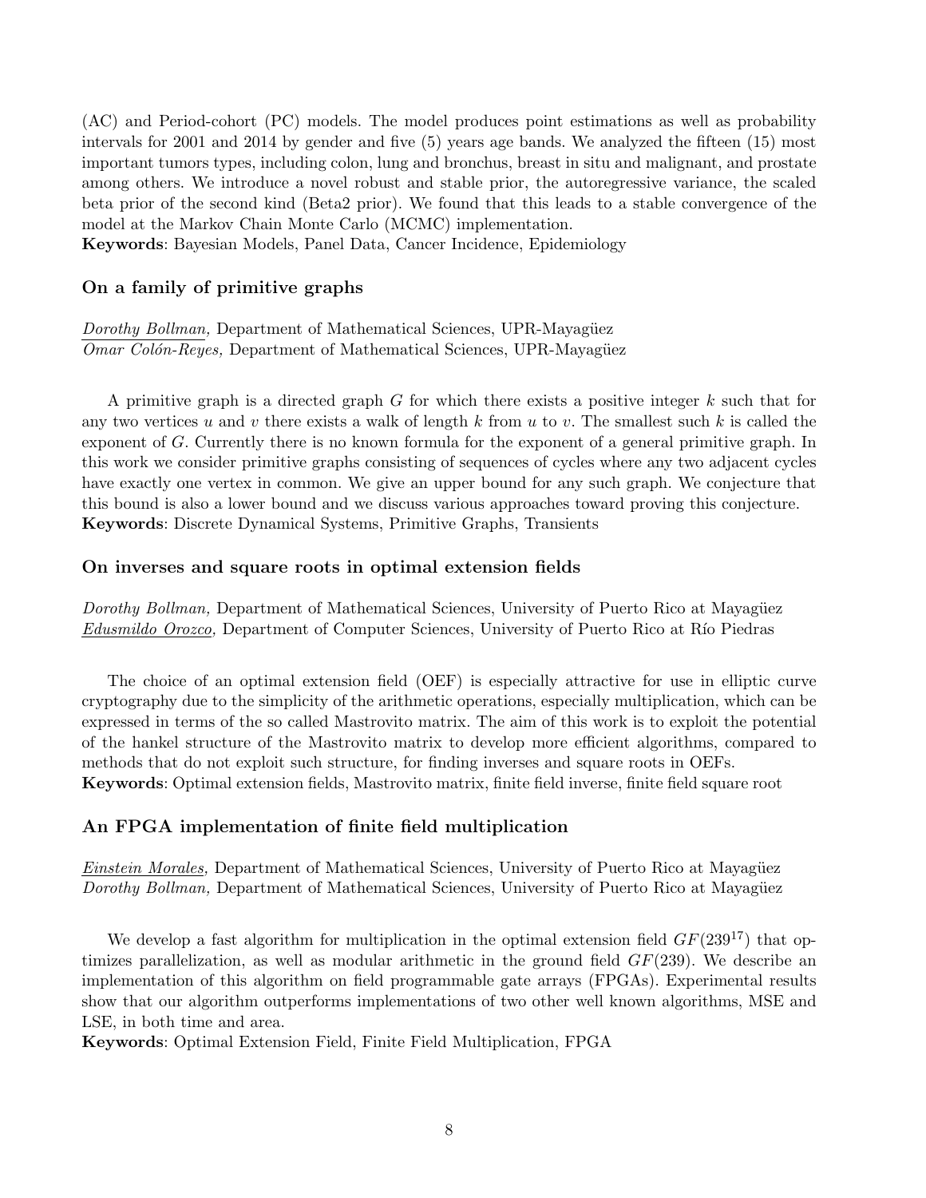(AC) and Period-cohort (PC) models. The model produces point estimations as well as probability intervals for 2001 and 2014 by gender and five (5) years age bands. We analyzed the fifteen (15) most important tumors types, including colon, lung and bronchus, breast in situ and malignant, and prostate among others. We introduce a novel robust and stable prior, the autoregressive variance, the scaled beta prior of the second kind (Beta2 prior). We found that this leads to a stable convergence of the model at the Markov Chain Monte Carlo (MCMC) implementation.
**Keywords**: Bayesian Models, Panel Data, Cancer Incidence, Epidemiology

### On a family of primitive graphs

*Dorothy Bollman,* Department of Mathematical Sciences, UPR-Mayagüez
*Omar Colón-Reyes,* Department of Mathematical Sciences, UPR-Mayagüez

A primitive graph is a directed graph $G$ for which there exists a positive integer $k$ such that for any two vertices $u$ and $v$ there exists a walk of length $k$ from $u$ to $v$. The smallest such $k$ is called the exponent of $G$. Currently there is no known formula for the exponent of a general primitive graph. In this work we consider primitive graphs consisting of sequences of cycles where any two adjacent cycles have exactly one vertex in common. We give an upper bound for any such graph. We conjecture that this bound is also a lower bound and we discuss various approaches toward proving this conjecture.
**Keywords**: Discrete Dynamical Systems, Primitive Graphs, Transients

### On inverses and square roots in optimal extension fields

*Dorothy Bollman,* Department of Mathematical Sciences, University of Puerto Rico at Mayagüez
*Edusmildo Orozco,* Department of Computer Sciences, University of Puerto Rico at Río Piedras

The choice of an optimal extension field (OEF) is especially attractive for use in elliptic curve cryptography due to the simplicity of the arithmetic operations, especially multiplication, which can be expressed in terms of the so called Mastrovito matrix. The aim of this work is to exploit the potential of the hankel structure of the Mastrovito matrix to develop more efficient algorithms, compared to methods that do not exploit such structure, for finding inverses and square roots in OEFs.
**Keywords**: Optimal extension fields, Mastrovito matrix, finite field inverse, finite field square root

### An FPGA implementation of finite field multiplication

*Einstein Morales,* Department of Mathematical Sciences, University of Puerto Rico at Mayagüez
*Dorothy Bollman,* Department of Mathematical Sciences, University of Puerto Rico at Mayagüez

We develop a fast algorithm for multiplication in the optimal extension field $GF(239^{17})$ that optimizes parallelization, as well as modular arithmetic in the ground field $GF(239)$. We describe an implementation of this algorithm on field programmable gate arrays (FPGAs). Experimental results show that our algorithm outperforms implementations of two other well known algorithms, MSE and LSE, in both time and area.
**Keywords**: Optimal Extension Field, Finite Field Multiplication, FPGA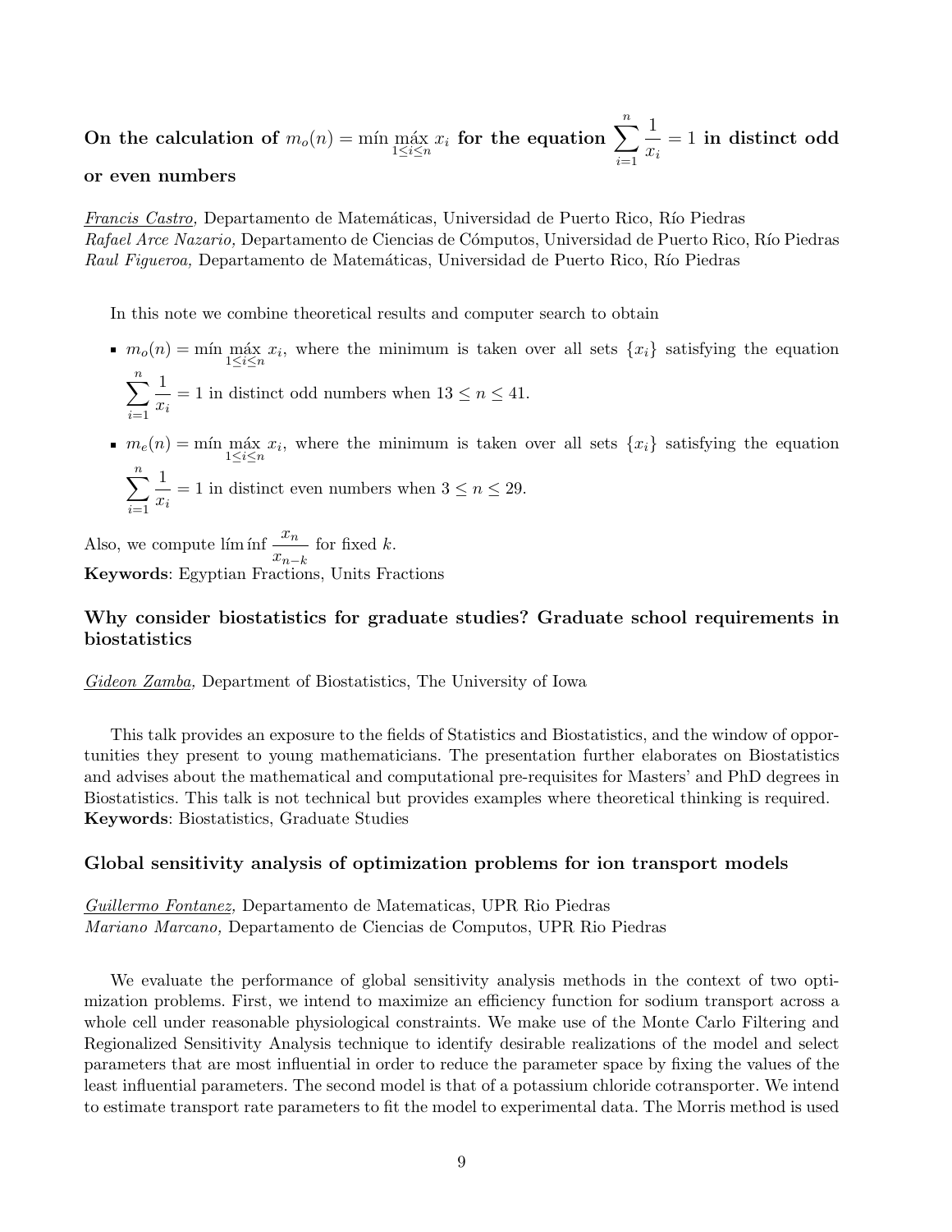### On the calculation of $m_o(n) = \text{mín} \max_{1 \leq i \leq n} x_i$ for the equation $\sum_{i=1}^{n} \frac{1}{x_i} = 1$ in distinct odd or even numbers

<u>*Francis Castro,*</u> Departamento de Matemáticas, Universidad de Puerto Rico, Río Piedras
*Rafael Arce Nazario,* Departamento de Ciencias de Cómputos, Universidad de Puerto Rico, Río Piedras
*Raul Figueroa,* Departamento de Matemáticas, Universidad de Puerto Rico, Río Piedras

In this note we combine theoretical results and computer search to obtain

- $m_o(n) = \text{mín} \max_{1 \leq i \leq n} x_i$, where the minimum is taken over all sets $\{x_i\}$ satisfying the equation $\sum_{i=1}^{n} \frac{1}{x_i} = 1$ in distinct odd numbers when $13 \leq n \leq 41$.
- $m_e(n) = \text{mín} \max_{1 \leq i \leq n} x_i$, where the minimum is taken over all sets $\{x_i\}$ satisfying the equation $\sum_{i=1}^{n} \frac{1}{x_i} = 1$ in distinct even numbers when $3 \leq n \leq 29$.

Also, we compute $\liminf \frac{x_n}{x_{n-k}}$ for fixed $k$.
**Keywords**: Egyptian Fractions, Units Fractions

### Why consider biostatistics for graduate studies? Graduate school requirements in biostatistics

<u>*Gideon Zamba,*</u> Department of Biostatistics, The University of Iowa

This talk provides an exposure to the fields of Statistics and Biostatistics, and the window of opportunities they present to young mathematicians. The presentation further elaborates on Biostatistics and advises about the mathematical and computational pre-requisites for Masters' and PhD degrees in Biostatistics. This talk is not technical but provides examples where theoretical thinking is required.
**Keywords**: Biostatistics, Graduate Studies

### Global sensitivity analysis of optimization problems for ion transport models

<u>*Guillermo Fontanez,*</u> Departamento de Matematicas, UPR Rio Piedras
*Mariano Marcano,* Departamento de Ciencias de Computos, UPR Rio Piedras

We evaluate the performance of global sensitivity analysis methods in the context of two optimization problems. First, we intend to maximize an efficiency function for sodium transport across a whole cell under reasonable physiological constraints. We make use of the Monte Carlo Filtering and Regionalized Sensitivity Analysis technique to identify desirable realizations of the model and select parameters that are most influential in order to reduce the parameter space by fixing the values of the least influential parameters. The second model is that of a potassium chloride cotransporter. We intend to estimate transport rate parameters to fit the model to experimental data. The Morris method is used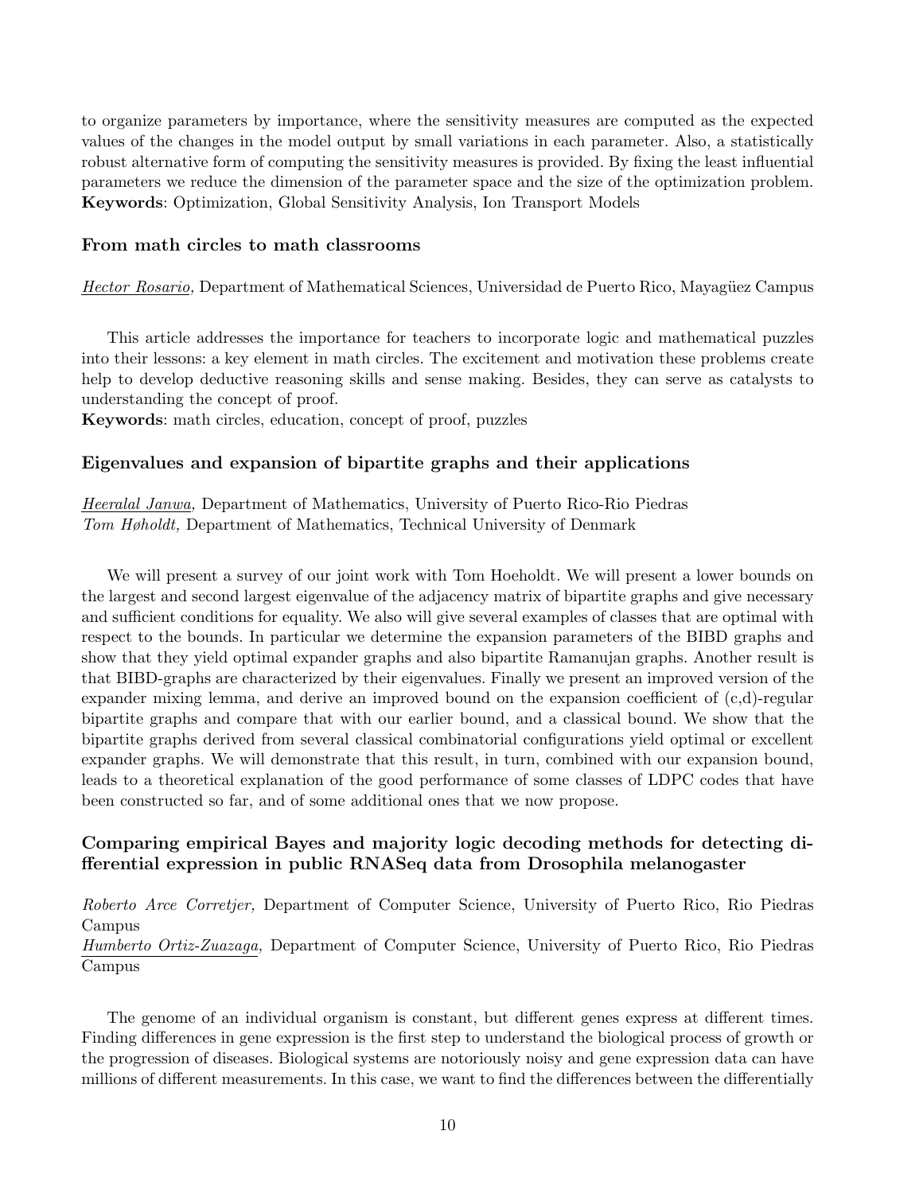to organize parameters by importance, where the sensitivity measures are computed as the expected values of the changes in the model output by small variations in each parameter. Also, a statistically robust alternative form of computing the sensitivity measures is provided. By fixing the least influential parameters we reduce the dimension of the parameter space and the size of the optimization problem.
**Keywords**: Optimization, Global Sensitivity Analysis, Ion Transport Models

### From math circles to math classrooms

*Hector Rosario,* Department of Mathematical Sciences, Universidad de Puerto Rico, Mayagüez Campus

This article addresses the importance for teachers to incorporate logic and mathematical puzzles into their lessons: a key element in math circles. The excitement and motivation these problems create help to develop deductive reasoning skills and sense making. Besides, they can serve as catalysts to understanding the concept of proof.
**Keywords**: math circles, education, concept of proof, puzzles

### Eigenvalues and expansion of bipartite graphs and their applications

*Heeralal Janwa,* Department of Mathematics, University of Puerto Rico-Rio Piedras
*Tom Høholdt,* Department of Mathematics, Technical University of Denmark

We will present a survey of our joint work with Tom Hoeholdt. We will present a lower bounds on the largest and second largest eigenvalue of the adjacency matrix of bipartite graphs and give necessary and sufficient conditions for equality. We also will give several examples of classes that are optimal with respect to the bounds. In particular we determine the expansion parameters of the BIBD graphs and show that they yield optimal expander graphs and also bipartite Ramanujan graphs. Another result is that BIBD-graphs are characterized by their eigenvalues. Finally we present an improved version of the expander mixing lemma, and derive an improved bound on the expansion coefficient of (c,d)-regular bipartite graphs and compare that with our earlier bound, and a classical bound. We show that the bipartite graphs derived from several classical combinatorial configurations yield optimal or excellent expander graphs. We will demonstrate that this result, in turn, combined with our expansion bound, leads to a theoretical explanation of the good performance of some classes of LDPC codes that have been constructed so far, and of some additional ones that we now propose.

### Comparing empirical Bayes and majority logic decoding methods for detecting differential expression in public RNASeq data from Drosophila melanogaster

*Roberto Arce Corretjer,* Department of Computer Science, University of Puerto Rico, Rio Piedras Campus
*Humberto Ortiz-Zuazaga,* Department of Computer Science, University of Puerto Rico, Rio Piedras Campus

The genome of an individual organism is constant, but different genes express at different times. Finding differences in gene expression is the first step to understand the biological process of growth or the progression of diseases. Biological systems are notoriously noisy and gene expression data can have millions of different measurements. In this case, we want to find the differences between the differentially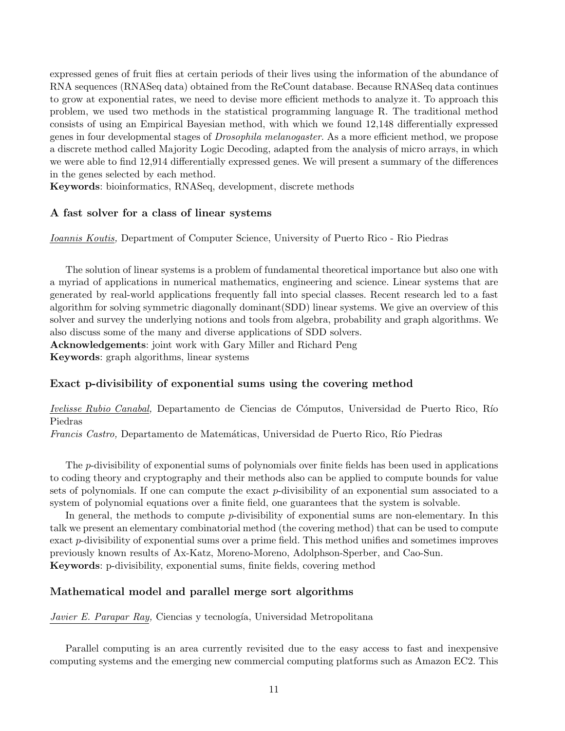expressed genes of fruit flies at certain periods of their lives using the information of the abundance of RNA sequences (RNASeq data) obtained from the ReCount database. Because RNASeq data continues to grow at exponential rates, we need to devise more efficient methods to analyze it. To approach this problem, we used two methods in the statistical programming language R. The traditional method consists of using an Empirical Bayesian method, with which we found 12,148 differentially expressed genes in four developmental stages of *Drosophila melanogaster*. As a more efficient method, we propose a discrete method called Majority Logic Decoding, adapted from the analysis of micro arrays, in which we were able to find 12,914 differentially expressed genes. We will present a summary of the differences in the genes selected by each method.
**Keywords**: bioinformatics, RNASeq, development, discrete methods

### A fast solver for a class of linear systems

*Ioannis Koutis,* Department of Computer Science, University of Puerto Rico - Rio Piedras

The solution of linear systems is a problem of fundamental theoretical importance but also one with a myriad of applications in numerical mathematics, engineering and science. Linear systems that are generated by real-world applications frequently fall into special classes. Recent research led to a fast algorithm for solving symmetric diagonally dominant(SDD) linear systems. We give an overview of this solver and survey the underlying notions and tools from algebra, probability and graph algorithms. We also discuss some of the many and diverse applications of SDD solvers.
**Acknowledgements**: joint work with Gary Miller and Richard Peng
**Keywords**: graph algorithms, linear systems

### Exact p-divisibility of exponential sums using the covering method

*Ivelisse Rubio Canabal,* Departamento de Ciencias de Cómputos, Universidad de Puerto Rico, Río Piedras
*Francis Castro,* Departamento de Matemáticas, Universidad de Puerto Rico, Río Piedras

The $p$-divisibility of exponential sums of polynomials over finite fields has been used in applications to coding theory and cryptography and their methods also can be applied to compute bounds for value sets of polynomials. If one can compute the exact $p$-divisibility of an exponential sum associated to a system of polynomial equations over a finite field, one guarantees that the system is solvable.

In general, the methods to compute $p$-divisibility of exponential sums are non-elementary. In this talk we present an elementary combinatorial method (the covering method) that can be used to compute exact $p$-divisibility of exponential sums over a prime field. This method unifies and sometimes improves previously known results of Ax-Katz, Moreno-Moreno, Adolphson-Sperber, and Cao-Sun.
**Keywords**: p-divisibility, exponential sums, finite fields, covering method

### Mathematical model and parallel merge sort algorithms

*Javier E. Parapar Ray,* Ciencias y tecnología, Universidad Metropolitana

Parallel computing is an area currently revisited due to the easy access to fast and inexpensive computing systems and the emerging new commercial computing platforms such as Amazon EC2. This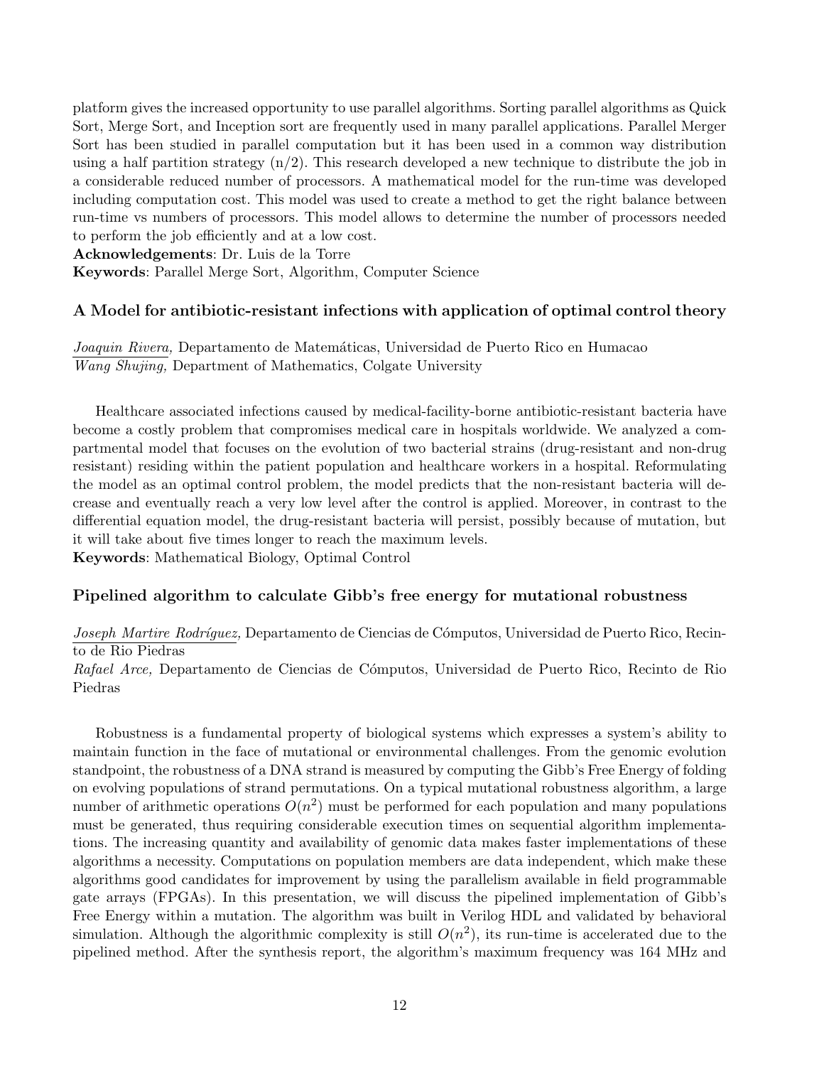platform gives the increased opportunity to use parallel algorithms. Sorting parallel algorithms as Quick Sort, Merge Sort, and Inception sort are frequently used in many parallel applications. Parallel Merger Sort has been studied in parallel computation but it has been used in a common way distribution using a half partition strategy (n/2). This research developed a new technique to distribute the job in a considerable reduced number of processors. A mathematical model for the run-time was developed including computation cost. This model was used to create a method to get the right balance between run-time vs numbers of processors. This model allows to determine the number of processors needed to perform the job efficiently and at a low cost.

**Acknowledgements**: Dr. Luis de la Torre

**Keywords**: Parallel Merge Sort, Algorithm, Computer Science

### A Model for antibiotic-resistant infections with application of optimal control theory

*Joaquin Rivera,* Departamento de Matemáticas, Universidad de Puerto Rico en Humacao
*Wang Shujing,* Department of Mathematics, Colgate University

Healthcare associated infections caused by medical-facility-borne antibiotic-resistant bacteria have become a costly problem that compromises medical care in hospitals worldwide. We analyzed a compartmental model that focuses on the evolution of two bacterial strains (drug-resistant and non-drug resistant) residing within the patient population and healthcare workers in a hospital. Reformulating the model as an optimal control problem, the model predicts that the non-resistant bacteria will decrease and eventually reach a very low level after the control is applied. Moreover, in contrast to the differential equation model, the drug-resistant bacteria will persist, possibly because of mutation, but it will take about five times longer to reach the maximum levels.

**Keywords**: Mathematical Biology, Optimal Control

### Pipelined algorithm to calculate Gibb's free energy for mutational robustness

*Joseph Martire Rodríguez,* Departamento de Ciencias de Cómputos, Universidad de Puerto Rico, Recinto de Rio Piedras
*Rafael Arce,* Departamento de Ciencias de Cómputos, Universidad de Puerto Rico, Recinto de Rio Piedras

Robustness is a fundamental property of biological systems which expresses a system's ability to maintain function in the face of mutational or environmental challenges. From the genomic evolution standpoint, the robustness of a DNA strand is measured by computing the Gibb's Free Energy of folding on evolving populations of strand permutations. On a typical mutational robustness algorithm, a large number of arithmetic operations $O(n^2)$ must be performed for each population and many populations must be generated, thus requiring considerable execution times on sequential algorithm implementations. The increasing quantity and availability of genomic data makes faster implementations of these algorithms a necessity. Computations on population members are data independent, which make these algorithms good candidates for improvement by using the parallelism available in field programmable gate arrays (FPGAs). In this presentation, we will discuss the pipelined implementation of Gibb's Free Energy within a mutation. The algorithm was built in Verilog HDL and validated by behavioral simulation. Although the algorithmic complexity is still $O(n^2)$, its run-time is accelerated due to the pipelined method. After the synthesis report, the algorithm's maximum frequency was 164 MHz and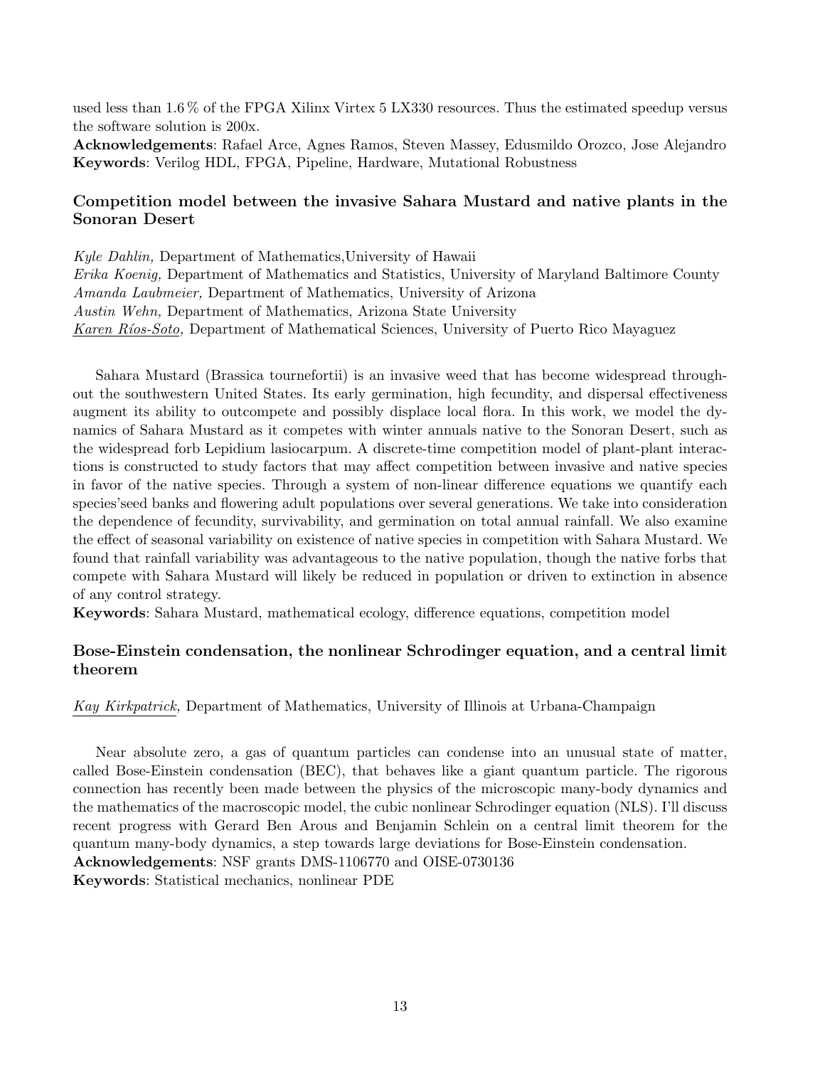used less than 1.6 % of the FPGA Xilinx Virtex 5 LX330 resources. Thus the estimated speedup versus the software solution is 200x.

**Acknowledgements**: Rafael Arce, Agnes Ramos, Steven Massey, Edusmildo Orozco, Jose Alejandro

**Keywords**: Verilog HDL, FPGA, Pipeline, Hardware, Mutational Robustness

### Competition model between the invasive Sahara Mustard and native plants in the Sonoran Desert

*Kyle Dahlin,* Department of Mathematics,University of Hawaii
*Erika Koenig,* Department of Mathematics and Statistics, University of Maryland Baltimore County
*Amanda Laubmeier,* Department of Mathematics, University of Arizona
*Austin Wehn,* Department of Mathematics, Arizona State University
*Karen Ríos-Soto,* Department of Mathematical Sciences, University of Puerto Rico Mayaguez

Sahara Mustard (Brassica tournefortii) is an invasive weed that has become widespread throughout the southwestern United States. Its early germination, high fecundity, and dispersal effectiveness augment its ability to outcompete and possibly displace local flora. In this work, we model the dynamics of Sahara Mustard as it competes with winter annuals native to the Sonoran Desert, such as the widespread forb Lepidium lasiocarpum. A discrete-time competition model of plant-plant interactions is constructed to study factors that may affect competition between invasive and native species in favor of the native species. Through a system of non-linear difference equations we quantify each species'seed banks and flowering adult populations over several generations. We take into consideration the dependence of fecundity, survivability, and germination on total annual rainfall. We also examine the effect of seasonal variability on existence of native species in competition with Sahara Mustard. We found that rainfall variability was advantageous to the native population, though the native forbs that compete with Sahara Mustard will likely be reduced in population or driven to extinction in absence of any control strategy.

**Keywords**: Sahara Mustard, mathematical ecology, difference equations, competition model

### Bose-Einstein condensation, the nonlinear Schrodinger equation, and a central limit theorem

*Kay Kirkpatrick,* Department of Mathematics, University of Illinois at Urbana-Champaign

Near absolute zero, a gas of quantum particles can condense into an unusual state of matter, called Bose-Einstein condensation (BEC), that behaves like a giant quantum particle. The rigorous connection has recently been made between the physics of the microscopic many-body dynamics and the mathematics of the macroscopic model, the cubic nonlinear Schrodinger equation (NLS). I'll discuss recent progress with Gerard Ben Arous and Benjamin Schlein on a central limit theorem for the quantum many-body dynamics, a step towards large deviations for Bose-Einstein condensation.

**Acknowledgements**: NSF grants DMS-1106770 and OISE-0730136

**Keywords**: Statistical mechanics, nonlinear PDE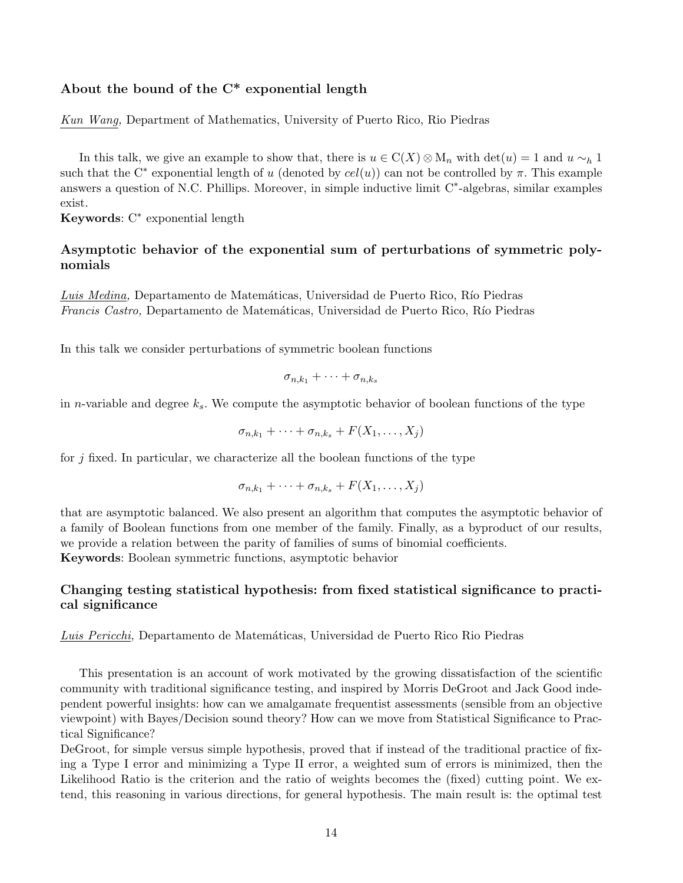### About the bound of the C* exponential length

*Kun Wang,* Department of Mathematics, University of Puerto Rico, Rio Piedras

In this talk, we give an example to show that, there is $u \in \mathrm{C}(X) \otimes \mathrm{M}_n$ with $\det(u) = 1$ and $u \sim_h 1$ such that the C* exponential length of $u$ (denoted by $cel(u)$) can not be controlled by $\pi$. This example answers a question of N.C. Phillips. Moreover, in simple inductive limit C*-algebras, similar examples exist.

**Keywords**: C* exponential length

### Asymptotic behavior of the exponential sum of perturbations of symmetric polynomials

*Luis Medina,* Departamento de Matemáticas, Universidad de Puerto Rico, Río Piedras
*Francis Castro,* Departamento de Matemáticas, Universidad de Puerto Rico, Río Piedras

In this talk we consider perturbations of symmetric boolean functions

$$\sigma_{n,k_1} + \cdots + \sigma_{n,k_s}$$

in $n$-variable and degree $k_s$. We compute the asymptotic behavior of boolean functions of the type

$$\sigma_{n,k_1} + \cdots + \sigma_{n,k_s} + F(X_1, \ldots, X_j)$$

for $j$ fixed. In particular, we characterize all the boolean functions of the type

$$\sigma_{n,k_1} + \cdots + \sigma_{n,k_s} + F(X_1, \ldots, X_j)$$

that are asymptotic balanced. We also present an algorithm that computes the asymptotic behavior of a family of Boolean functions from one member of the family. Finally, as a byproduct of our results, we provide a relation between the parity of families of sums of binomial coefficients.

**Keywords**: Boolean symmetric functions, asymptotic behavior

### Changing testing statistical hypothesis: from fixed statistical significance to practical significance

*Luis Pericchi,* Departamento de Matemáticas, Universidad de Puerto Rico Rio Piedras

This presentation is an account of work motivated by the growing dissatisfaction of the scientific community with traditional significance testing, and inspired by Morris DeGroot and Jack Good independent powerful insights: how can we amalgamate frequentist assessments (sensible from an objective viewpoint) with Bayes/Decision sound theory? How can we move from Statistical Significance to Practical Significance?

DeGroot, for simple versus simple hypothesis, proved that if instead of the traditional practice of fixing a Type I error and minimizing a Type II error, a weighted sum of errors is minimized, then the Likelihood Ratio is the criterion and the ratio of weights becomes the (fixed) cutting point. We extend, this reasoning in various directions, for general hypothesis. The main result is: the optimal test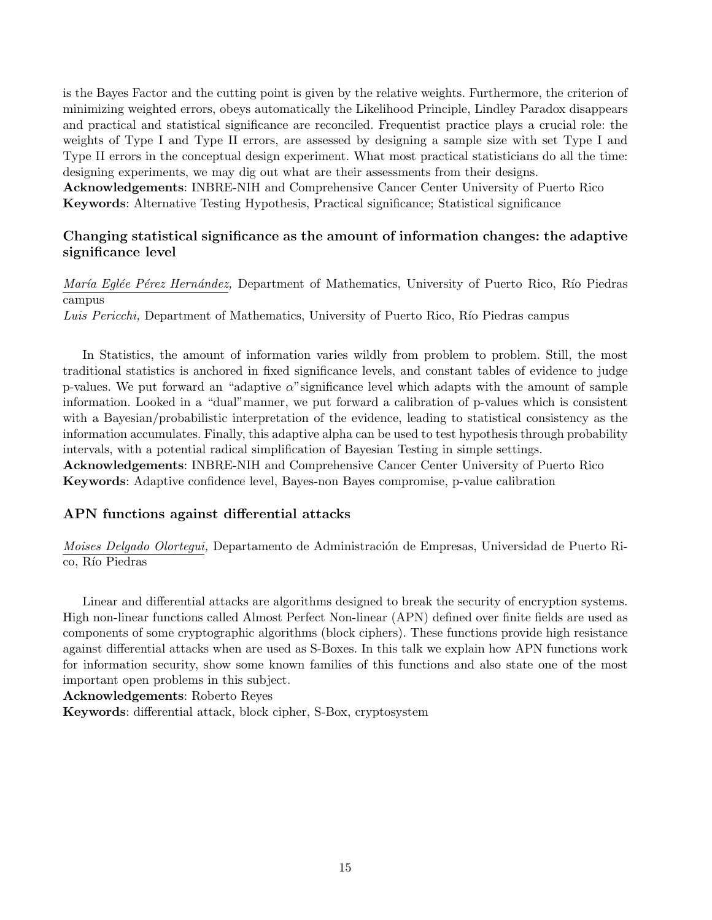is the Bayes Factor and the cutting point is given by the relative weights. Furthermore, the criterion of minimizing weighted errors, obeys automatically the Likelihood Principle, Lindley Paradox disappears and practical and statistical significance are reconciled. Frequentist practice plays a crucial role: the weights of Type I and Type II errors, are assessed by designing a sample size with set Type I and Type II errors in the conceptual design experiment. What most practical statisticians do all the time: designing experiments, we may dig out what are their assessments from their designs.
**Acknowledgements**: INBRE-NIH and Comprehensive Cancer Center University of Puerto Rico
**Keywords**: Alternative Testing Hypothesis, Practical significance; Statistical significance

### Changing statistical significance as the amount of information changes: the adaptive significance level

*María Eglée Pérez Hernández,* Department of Mathematics, University of Puerto Rico, Río Piedras campus
*Luis Pericchi,* Department of Mathematics, University of Puerto Rico, Río Piedras campus

In Statistics, the amount of information varies wildly from problem to problem. Still, the most traditional statistics is anchored in fixed significance levels, and constant tables of evidence to judge p-values. We put forward an "adaptive $\alpha$"significance level which adapts with the amount of sample information. Looked in a "dual"manner, we put forward a calibration of p-values which is consistent with a Bayesian/probabilistic interpretation of the evidence, leading to statistical consistency as the information accumulates. Finally, this adaptive alpha can be used to test hypothesis through probability intervals, with a potential radical simplification of Bayesian Testing in simple settings.
**Acknowledgements**: INBRE-NIH and Comprehensive Cancer Center University of Puerto Rico
**Keywords**: Adaptive confidence level, Bayes-non Bayes compromise, p-value calibration

### APN functions against differential attacks

*Moises Delgado Olortegui,* Departamento de Administración de Empresas, Universidad de Puerto Rico, Río Piedras

Linear and differential attacks are algorithms designed to break the security of encryption systems. High non-linear functions called Almost Perfect Non-linear (APN) defined over finite fields are used as components of some cryptographic algorithms (block ciphers). These functions provide high resistance against differential attacks when are used as S-Boxes. In this talk we explain how APN functions work for information security, show some known families of this functions and also state one of the most important open problems in this subject.
**Acknowledgements**: Roberto Reyes
**Keywords**: differential attack, block cipher, S-Box, cryptosystem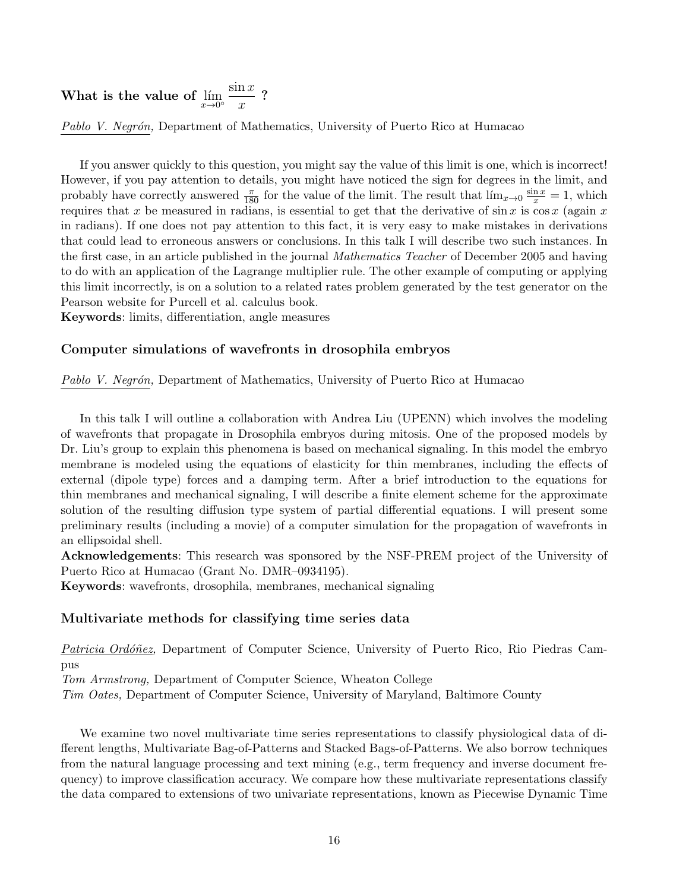### What is the value of $\lim_{x \to 0^\circ} \dfrac{\sin x}{x}$ ?

*Pablo V. Negrón,* Department of Mathematics, University of Puerto Rico at Humacao

If you answer quickly to this question, you might say the value of this limit is one, which is incorrect! However, if you pay attention to details, you might have noticed the sign for degrees in the limit, and probably have correctly answered $\frac{\pi}{180}$ for the value of the limit. The result that $\lim_{x \to 0} \frac{\sin x}{x} = 1$, which requires that $x$ be measured in radians, is essential to get that the derivative of $\sin x$ is $\cos x$ (again $x$ in radians). If one does not pay attention to this fact, it is very easy to make mistakes in derivations that could lead to erroneous answers or conclusions. In this talk I will describe two such instances. In the first case, in an article published in the journal *Mathematics Teacher* of December 2005 and having to do with an application of the Lagrange multiplier rule. The other example of computing or applying this limit incorrectly, is on a solution to a related rates problem generated by the test generator on the Pearson website for Purcell et al. calculus book.

**Keywords**: limits, differentiation, angle measures

### Computer simulations of wavefronts in drosophila embryos

*Pablo V. Negrón,* Department of Mathematics, University of Puerto Rico at Humacao

In this talk I will outline a collaboration with Andrea Liu (UPENN) which involves the modeling of wavefronts that propagate in Drosophila embryos during mitosis. One of the proposed models by Dr. Liu's group to explain this phenomena is based on mechanical signaling. In this model the embryo membrane is modeled using the equations of elasticity for thin membranes, including the effects of external (dipole type) forces and a damping term. After a brief introduction to the equations for thin membranes and mechanical signaling, I will describe a finite element scheme for the approximate solution of the resulting diffusion type system of partial differential equations. I will present some preliminary results (including a movie) of a computer simulation for the propagation of wavefronts in an ellipsoidal shell.

**Acknowledgements**: This research was sponsored by the NSF-PREM project of the University of Puerto Rico at Humacao (Grant No. DMR–0934195).

**Keywords**: wavefronts, drosophila, membranes, mechanical signaling

### Multivariate methods for classifying time series data

*Patricia Ordóñez,* Department of Computer Science, University of Puerto Rico, Rio Piedras Campus
*Tom Armstrong,* Department of Computer Science, Wheaton College
*Tim Oates,* Department of Computer Science, University of Maryland, Baltimore County

We examine two novel multivariate time series representations to classify physiological data of different lengths, Multivariate Bag-of-Patterns and Stacked Bags-of-Patterns. We also borrow techniques from the natural language processing and text mining (e.g., term frequency and inverse document frequency) to improve classification accuracy. We compare how these multivariate representations classify the data compared to extensions of two univariate representations, known as Piecewise Dynamic Time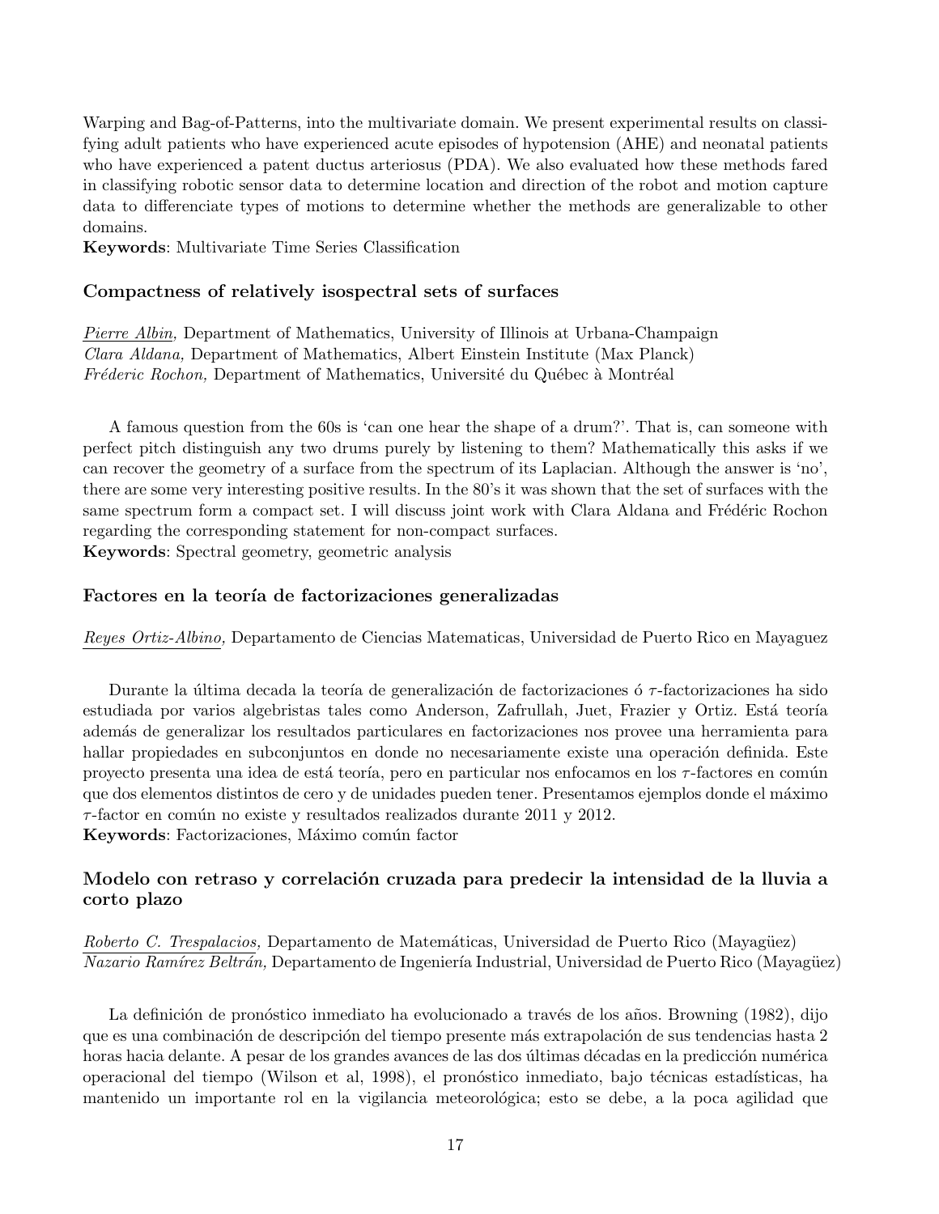Warping and Bag-of-Patterns, into the multivariate domain. We present experimental results on classifying adult patients who have experienced acute episodes of hypotension (AHE) and neonatal patients who have experienced a patent ductus arteriosus (PDA). We also evaluated how these methods fared in classifying robotic sensor data to determine location and direction of the robot and motion capture data to differenciate types of motions to determine whether the methods are generalizable to other domains.
**Keywords**: Multivariate Time Series Classification

### Compactness of relatively isospectral sets of surfaces

*Pierre Albin,* Department of Mathematics, University of Illinois at Urbana-Champaign
*Clara Aldana,* Department of Mathematics, Albert Einstein Institute (Max Planck)
*Fréderic Rochon,* Department of Mathematics, Université du Québec à Montréal

A famous question from the 60s is 'can one hear the shape of a drum?'. That is, can someone with perfect pitch distinguish any two drums purely by listening to them? Mathematically this asks if we can recover the geometry of a surface from the spectrum of its Laplacian. Although the answer is 'no', there are some very interesting positive results. In the 80's it was shown that the set of surfaces with the same spectrum form a compact set. I will discuss joint work with Clara Aldana and Frédéric Rochon regarding the corresponding statement for non-compact surfaces.
**Keywords**: Spectral geometry, geometric analysis

### Factores en la teoría de factorizaciones generalizadas

*Reyes Ortiz-Albino,* Departamento de Ciencias Matematicas, Universidad de Puerto Rico en Mayaguez

Durante la última decada la teoría de generalización de factorizaciones ó $\tau$-factorizaciones ha sido estudiada por varios algebristas tales como Anderson, Zafrullah, Juet, Frazier y Ortiz. Está teoría además de generalizar los resultados particulares en factorizaciones nos provee una herramienta para hallar propiedades en subconjuntos en donde no necesariamente existe una operación definida. Este proyecto presenta una idea de está teoría, pero en particular nos enfocamos en los $\tau$-factores en común que dos elementos distintos de cero y de unidades pueden tener. Presentamos ejemplos donde el máximo $\tau$-factor en común no existe y resultados realizados durante 2011 y 2012.
**Keywords**: Factorizaciones, Máximo común factor

### Modelo con retraso y correlación cruzada para predecir la intensidad de la lluvia a corto plazo

*Roberto C. Trespalacios,* Departamento de Matemáticas, Universidad de Puerto Rico (Mayagüez)
*Nazario Ramírez Beltrán,* Departamento de Ingeniería Industrial, Universidad de Puerto Rico (Mayagüez)

La definición de pronóstico inmediato ha evolucionado a través de los años. Browning (1982), dijo que es una combinación de descripción del tiempo presente más extrapolación de sus tendencias hasta 2 horas hacia delante. A pesar de los grandes avances de las dos últimas décadas en la predicción numérica operacional del tiempo (Wilson et al, 1998), el pronóstico inmediato, bajo técnicas estadísticas, ha mantenido un importante rol en la vigilancia meteorológica; esto se debe, a la poca agilidad que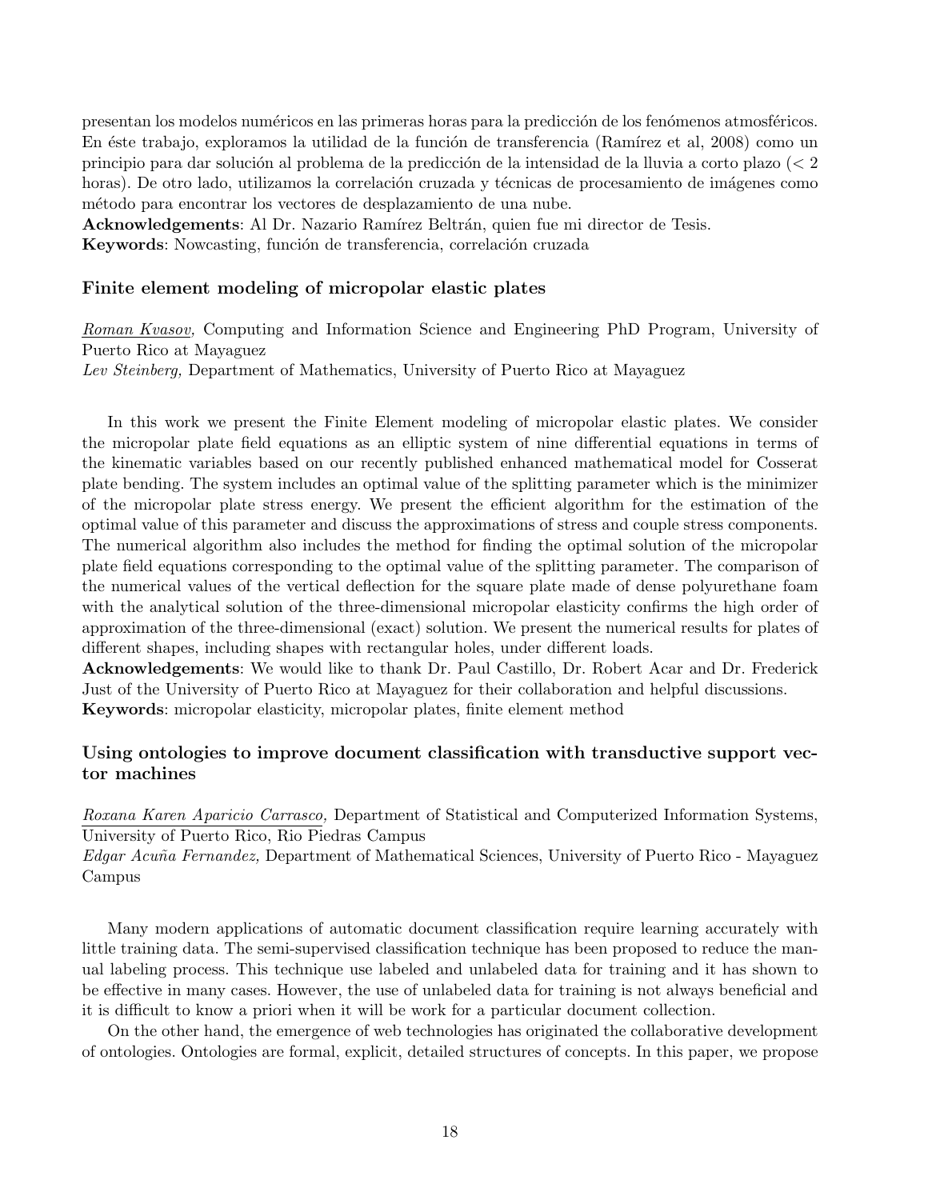presentan los modelos numéricos en las primeras horas para la predicción de los fenómenos atmosféricos. En éste trabajo, exploramos la utilidad de la función de transferencia (Ramírez et al, 2008) como un principio para dar solución al problema de la predicción de la intensidad de la lluvia a corto plazo ($< 2$ horas). De otro lado, utilizamos la correlación cruzada y técnicas de procesamiento de imágenes como método para encontrar los vectores de desplazamiento de una nube.

**Acknowledgements**: Al Dr. Nazario Ramírez Beltrán, quien fue mi director de Tesis.

**Keywords**: Nowcasting, función de transferencia, correlación cruzada

### Finite element modeling of micropolar elastic plates

*Roman Kvasov,* Computing and Information Science and Engineering PhD Program, University of Puerto Rico at Mayaguez

*Lev Steinberg,* Department of Mathematics, University of Puerto Rico at Mayaguez

In this work we present the Finite Element modeling of micropolar elastic plates. We consider the micropolar plate field equations as an elliptic system of nine differential equations in terms of the kinematic variables based on our recently published enhanced mathematical model for Cosserat plate bending. The system includes an optimal value of the splitting parameter which is the minimizer of the micropolar plate stress energy. We present the efficient algorithm for the estimation of the optimal value of this parameter and discuss the approximations of stress and couple stress components. The numerical algorithm also includes the method for finding the optimal solution of the micropolar plate field equations corresponding to the optimal value of the splitting parameter. The comparison of the numerical values of the vertical deflection for the square plate made of dense polyurethane foam with the analytical solution of the three-dimensional micropolar elasticity confirms the high order of approximation of the three-dimensional (exact) solution. We present the numerical results for plates of different shapes, including shapes with rectangular holes, under different loads.

**Acknowledgements**: We would like to thank Dr. Paul Castillo, Dr. Robert Acar and Dr. Frederick Just of the University of Puerto Rico at Mayaguez for their collaboration and helpful discussions.

**Keywords**: micropolar elasticity, micropolar plates, finite element method

### Using ontologies to improve document classification with transductive support vector machines

*Roxana Karen Aparicio Carrasco,* Department of Statistical and Computerized Information Systems, University of Puerto Rico, Rio Piedras Campus

*Edgar Acuña Fernandez,* Department of Mathematical Sciences, University of Puerto Rico - Mayaguez Campus

Many modern applications of automatic document classification require learning accurately with little training data. The semi-supervised classification technique has been proposed to reduce the manual labeling process. This technique use labeled and unlabeled data for training and it has shown to be effective in many cases. However, the use of unlabeled data for training is not always beneficial and it is difficult to know a priori when it will be work for a particular document collection.

On the other hand, the emergence of web technologies has originated the collaborative development of ontologies. Ontologies are formal, explicit, detailed structures of concepts. In this paper, we propose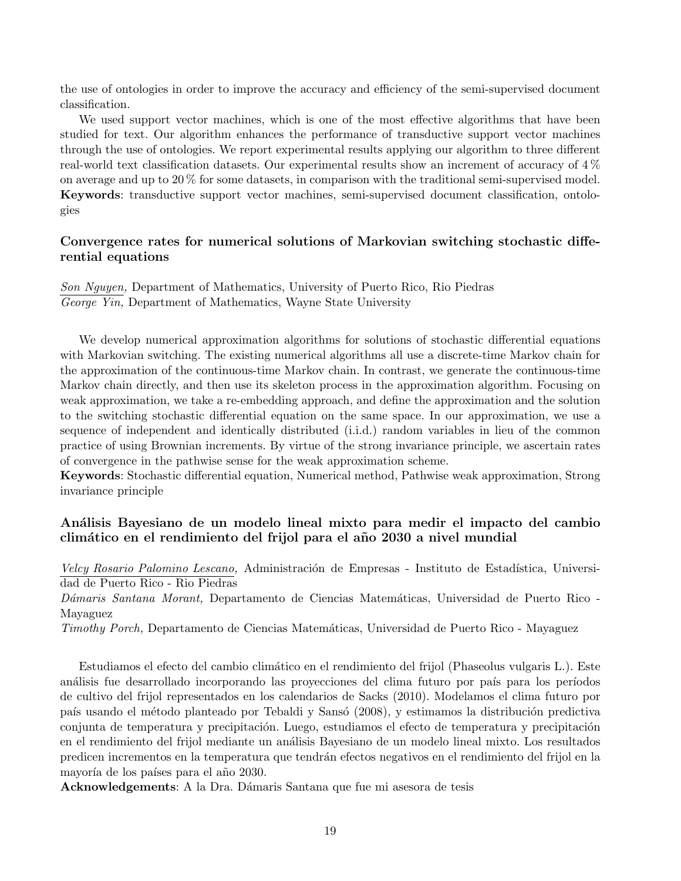the use of ontologies in order to improve the accuracy and efficiency of the semi-supervised document classification.

We used support vector machines, which is one of the most effective algorithms that have been studied for text. Our algorithm enhances the performance of transductive support vector machines through the use of ontologies. We report experimental results applying our algorithm to three different real-world text classification datasets. Our experimental results show an increment of accuracy of 4 % on average and up to 20 % for some datasets, in comparison with the traditional semi-supervised model.
**Keywords**: transductive support vector machines, semi-supervised document classification, ontologies

### Convergence rates for numerical solutions of Markovian switching stochastic differential equations

*Son Nguyen,* Department of Mathematics, University of Puerto Rico, Rio Piedras
*George Yin,* Department of Mathematics, Wayne State University

We develop numerical approximation algorithms for solutions of stochastic differential equations with Markovian switching. The existing numerical algorithms all use a discrete-time Markov chain for the approximation of the continuous-time Markov chain. In contrast, we generate the continuous-time Markov chain directly, and then use its skeleton process in the approximation algorithm. Focusing on weak approximation, we take a re-embedding approach, and define the approximation and the solution to the switching stochastic differential equation on the same space. In our approximation, we use a sequence of independent and identically distributed (i.i.d.) random variables in lieu of the common practice of using Brownian increments. By virtue of the strong invariance principle, we ascertain rates of convergence in the pathwise sense for the weak approximation scheme.
**Keywords**: Stochastic differential equation, Numerical method, Pathwise weak approximation, Strong invariance principle

### Análisis Bayesiano de un modelo lineal mixto para medir el impacto del cambio climático en el rendimiento del frijol para el año 2030 a nivel mundial

*Velcy Rosario Palomino Lescano,* Administración de Empresas - Instituto de Estadística, Universidad de Puerto Rico - Rio Piedras
*Dámaris Santana Morant,* Departamento de Ciencias Matemáticas, Universidad de Puerto Rico - Mayaguez
*Timothy Porch,* Departamento de Ciencias Matemáticas, Universidad de Puerto Rico - Mayaguez

Estudiamos el efecto del cambio climático en el rendimiento del frijol (Phaseolus vulgaris L.). Este análisis fue desarrollado incorporando las proyecciones del clima futuro por país para los períodos de cultivo del frijol representados en los calendarios de Sacks (2010). Modelamos el clima futuro por país usando el método planteado por Tebaldi y Sansó (2008), y estimamos la distribución predictiva conjunta de temperatura y precipitación. Luego, estudiamos el efecto de temperatura y precipitación en el rendimiento del frijol mediante un análisis Bayesiano de un modelo lineal mixto. Los resultados predicen incrementos en la temperatura que tendrán efectos negativos en el rendimiento del frijol en la mayoría de los países para el año 2030.
**Acknowledgements**: A la Dra. Dámaris Santana que fue mi asesora de tesis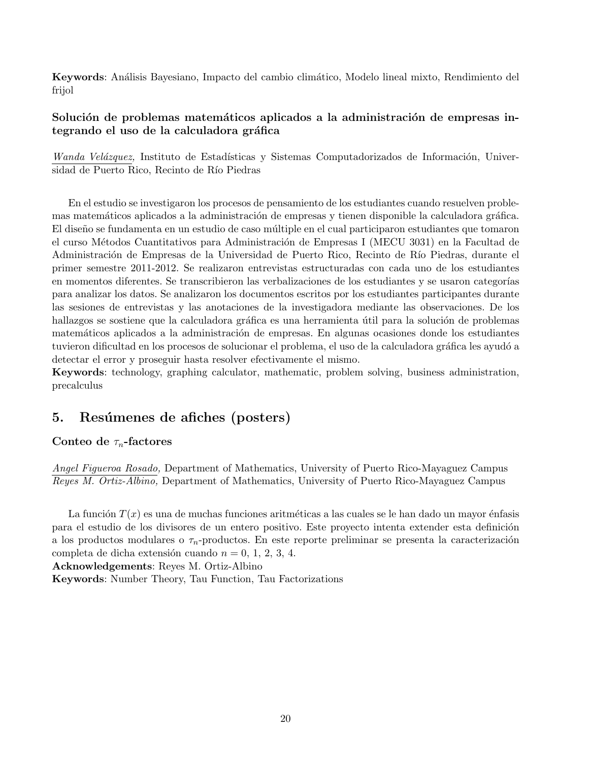**Keywords**: Análisis Bayesiano, Impacto del cambio climático, Modelo lineal mixto, Rendimiento del frijol

### Solución de problemas matemáticos aplicados a la administración de empresas integrando el uso de la calculadora gráfica

*Wanda Velázquez,* Instituto de Estadísticas y Sistemas Computadorizados de Información, Universidad de Puerto Rico, Recinto de Río Piedras

En el estudio se investigaron los procesos de pensamiento de los estudiantes cuando resuelven problemas matemáticos aplicados a la administración de empresas y tienen disponible la calculadora gráfica. El diseño se fundamenta en un estudio de caso múltiple en el cual participaron estudiantes que tomaron el curso Métodos Cuantitativos para Administración de Empresas I (MECU 3031) en la Facultad de Administración de Empresas de la Universidad de Puerto Rico, Recinto de Río Piedras, durante el primer semestre 2011-2012. Se realizaron entrevistas estructuradas con cada uno de los estudiantes en momentos diferentes. Se transcribieron las verbalizaciones de los estudiantes y se usaron categorías para analizar los datos. Se analizaron los documentos escritos por los estudiantes participantes durante las sesiones de entrevistas y las anotaciones de la investigadora mediante las observaciones. De los hallazgos se sostiene que la calculadora gráfica es una herramienta útil para la solución de problemas matemáticos aplicados a la administración de empresas. En algunas ocasiones donde los estudiantes tuvieron dificultad en los procesos de solucionar el problema, el uso de la calculadora gráfica les ayudó a detectar el error y proseguir hasta resolver efectivamente el mismo.
**Keywords**: technology, graphing calculator, mathematic, problem solving, business administration, precalculus

## 5. Resúmenes de afiches (posters)

### Conteo de $\tau_n$-factores

*Angel Figueroa Rosado,* Department of Mathematics, University of Puerto Rico-Mayaguez Campus
*Reyes M. Ortiz-Albino,* Department of Mathematics, University of Puerto Rico-Mayaguez Campus

La función $T(x)$ es una de muchas funciones aritméticas a las cuales se le han dado un mayor énfasis para el estudio de los divisores de un entero positivo. Este proyecto intenta extender esta definición a los productos modulares o $\tau_n$-productos. En este reporte preliminar se presenta la caracterización completa de dicha extensión cuando $n = 0, 1, 2, 3, 4$.
**Acknowledgements**: Reyes M. Ortiz-Albino
**Keywords**: Number Theory, Tau Function, Tau Factorizations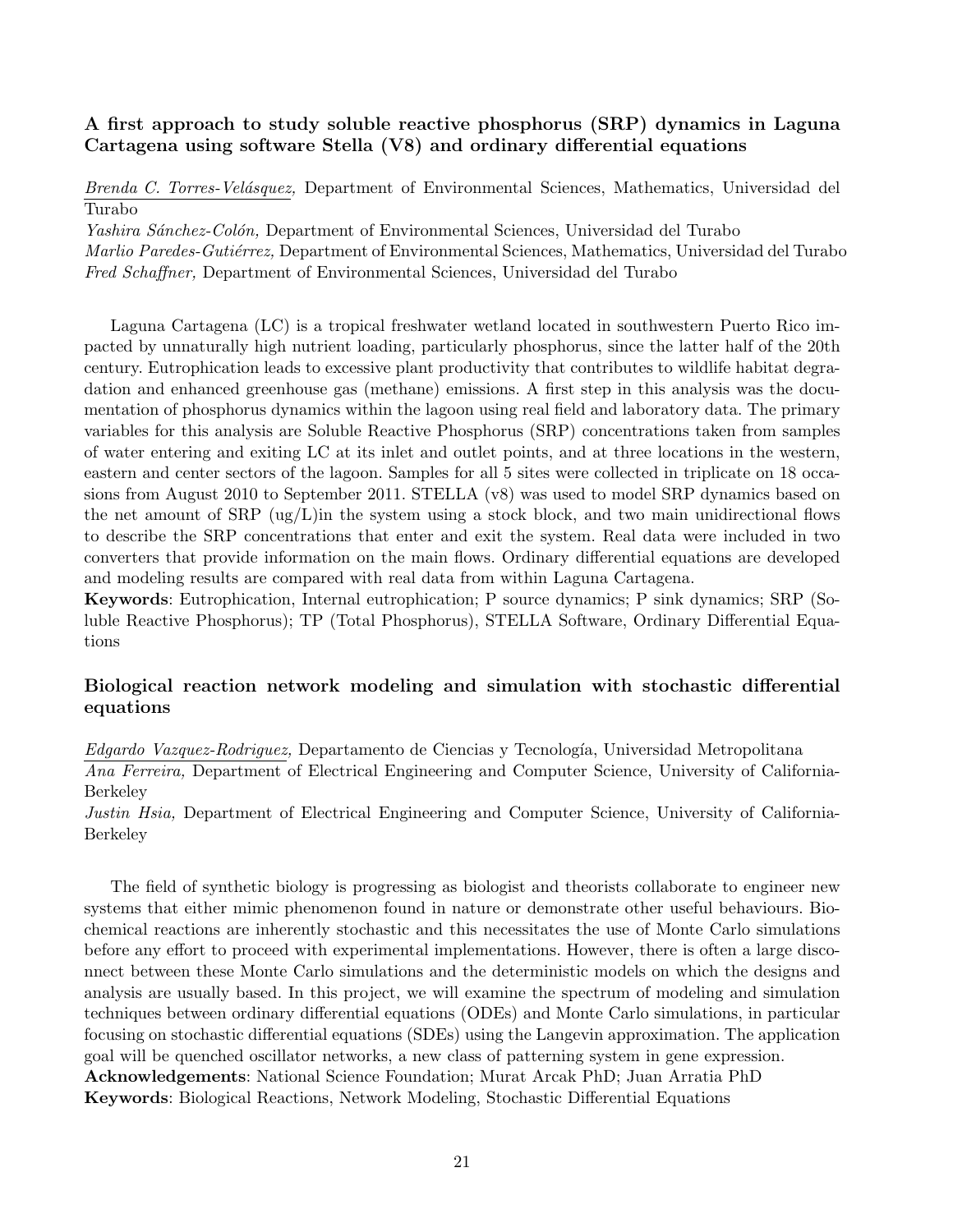### A first approach to study soluble reactive phosphorus (SRP) dynamics in Laguna Cartagena using software Stella (V8) and ordinary differential equations

*Brenda C. Torres-Velásquez,* Department of Environmental Sciences, Mathematics, Universidad del Turabo
*Yashira Sánchez-Colón,* Department of Environmental Sciences, Universidad del Turabo
*Marlio Paredes-Gutiérrez,* Department of Environmental Sciences, Mathematics, Universidad del Turabo
*Fred Schaffner,* Department of Environmental Sciences, Universidad del Turabo

Laguna Cartagena (LC) is a tropical freshwater wetland located in southwestern Puerto Rico impacted by unnaturally high nutrient loading, particularly phosphorus, since the latter half of the 20th century. Eutrophication leads to excessive plant productivity that contributes to wildlife habitat degradation and enhanced greenhouse gas (methane) emissions. A first step in this analysis was the documentation of phosphorus dynamics within the lagoon using real field and laboratory data. The primary variables for this analysis are Soluble Reactive Phosphorus (SRP) concentrations taken from samples of water entering and exiting LC at its inlet and outlet points, and at three locations in the western, eastern and center sectors of the lagoon. Samples for all 5 sites were collected in triplicate on 18 occasions from August 2010 to September 2011. STELLA (v8) was used to model SRP dynamics based on the net amount of SRP (ug/L)in the system using a stock block, and two main unidirectional flows to describe the SRP concentrations that enter and exit the system. Real data were included in two converters that provide information on the main flows. Ordinary differential equations are developed and modeling results are compared with real data from within Laguna Cartagena.
**Keywords**: Eutrophication, Internal eutrophication; P source dynamics; P sink dynamics; SRP (Soluble Reactive Phosphorus); TP (Total Phosphorus), STELLA Software, Ordinary Differential Equations

### Biological reaction network modeling and simulation with stochastic differential equations

*Edgardo Vazquez-Rodriguez,* Departamento de Ciencias y Tecnología, Universidad Metropolitana
*Ana Ferreira,* Department of Electrical Engineering and Computer Science, University of California-Berkeley
*Justin Hsia,* Department of Electrical Engineering and Computer Science, University of California-Berkeley

The field of synthetic biology is progressing as biologist and theorists collaborate to engineer new systems that either mimic phenomenon found in nature or demonstrate other useful behaviours. Biochemical reactions are inherently stochastic and this necessitates the use of Monte Carlo simulations before any effort to proceed with experimental implementations. However, there is often a large disconnect between these Monte Carlo simulations and the deterministic models on which the designs and analysis are usually based. In this project, we will examine the spectrum of modeling and simulation techniques between ordinary differential equations (ODEs) and Monte Carlo simulations, in particular focusing on stochastic differential equations (SDEs) using the Langevin approximation. The application goal will be quenched oscillator networks, a new class of patterning system in gene expression.
**Acknowledgements**: National Science Foundation; Murat Arcak PhD; Juan Arratia PhD
**Keywords**: Biological Reactions, Network Modeling, Stochastic Differential Equations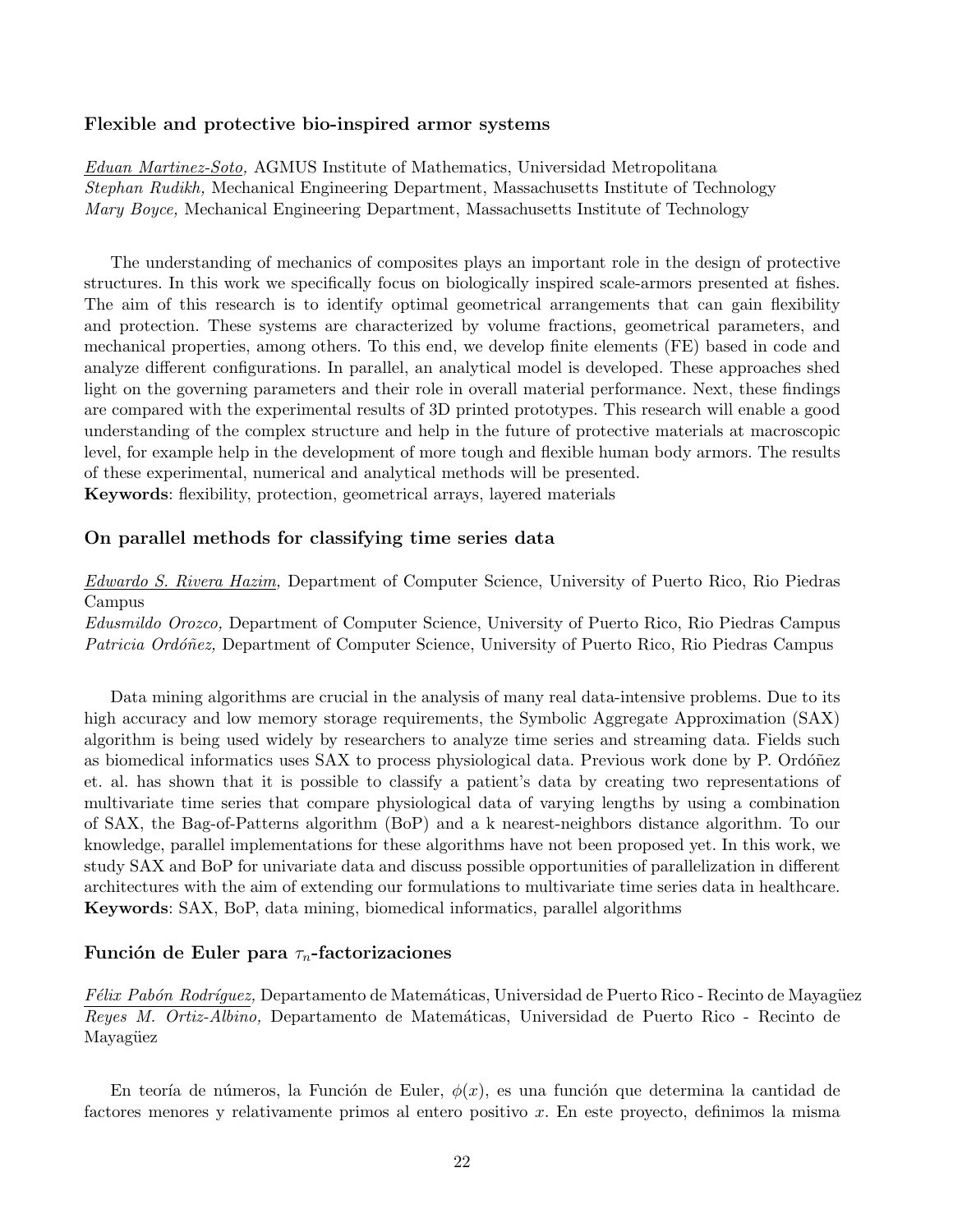### Flexible and protective bio-inspired armor systems

*Eduan Martinez-Soto,* AGMUS Institute of Mathematics, Universidad Metropolitana
*Stephan Rudikh,* Mechanical Engineering Department, Massachusetts Institute of Technology
*Mary Boyce,* Mechanical Engineering Department, Massachusetts Institute of Technology

The understanding of mechanics of composites plays an important role in the design of protective structures. In this work we specifically focus on biologically inspired scale-armors presented at fishes. The aim of this research is to identify optimal geometrical arrangements that can gain flexibility and protection. These systems are characterized by volume fractions, geometrical parameters, and mechanical properties, among others. To this end, we develop finite elements (FE) based in code and analyze different configurations. In parallel, an analytical model is developed. These approaches shed light on the governing parameters and their role in overall material performance. Next, these findings are compared with the experimental results of 3D printed prototypes. This research will enable a good understanding of the complex structure and help in the future of protective materials at macroscopic level, for example help in the development of more tough and flexible human body armors. The results of these experimental, numerical and analytical methods will be presented.
**Keywords**: flexibility, protection, geometrical arrays, layered materials

### On parallel methods for classifying time series data

*Edwardo S. Rivera Hazim,* Department of Computer Science, University of Puerto Rico, Rio Piedras Campus
*Edusmildo Orozco,* Department of Computer Science, University of Puerto Rico, Rio Piedras Campus
*Patricia Ordóñez,* Department of Computer Science, University of Puerto Rico, Rio Piedras Campus

Data mining algorithms are crucial in the analysis of many real data-intensive problems. Due to its high accuracy and low memory storage requirements, the Symbolic Aggregate Approximation (SAX) algorithm is being used widely by researchers to analyze time series and streaming data. Fields such as biomedical informatics uses SAX to process physiological data. Previous work done by P. Ordóñez et. al. has shown that it is possible to classify a patient's data by creating two representations of multivariate time series that compare physiological data of varying lengths by using a combination of SAX, the Bag-of-Patterns algorithm (BoP) and a k nearest-neighbors distance algorithm. To our knowledge, parallel implementations for these algorithms have not been proposed yet. In this work, we study SAX and BoP for univariate data and discuss possible opportunities of parallelization in different architectures with the aim of extending our formulations to multivariate time series data in healthcare.
**Keywords**: SAX, BoP, data mining, biomedical informatics, parallel algorithms

### Función de Euler para $\tau_n$-factorizaciones

*Félix Pabón Rodríguez,* Departamento de Matemáticas, Universidad de Puerto Rico - Recinto de Mayagüez
*Reyes M. Ortiz-Albino,* Departamento de Matemáticas, Universidad de Puerto Rico - Recinto de Mayagüez

En teoría de números, la Función de Euler, $\phi(x)$, es una función que determina la cantidad de factores menores y relativamente primos al entero positivo $x$. En este proyecto, definimos la misma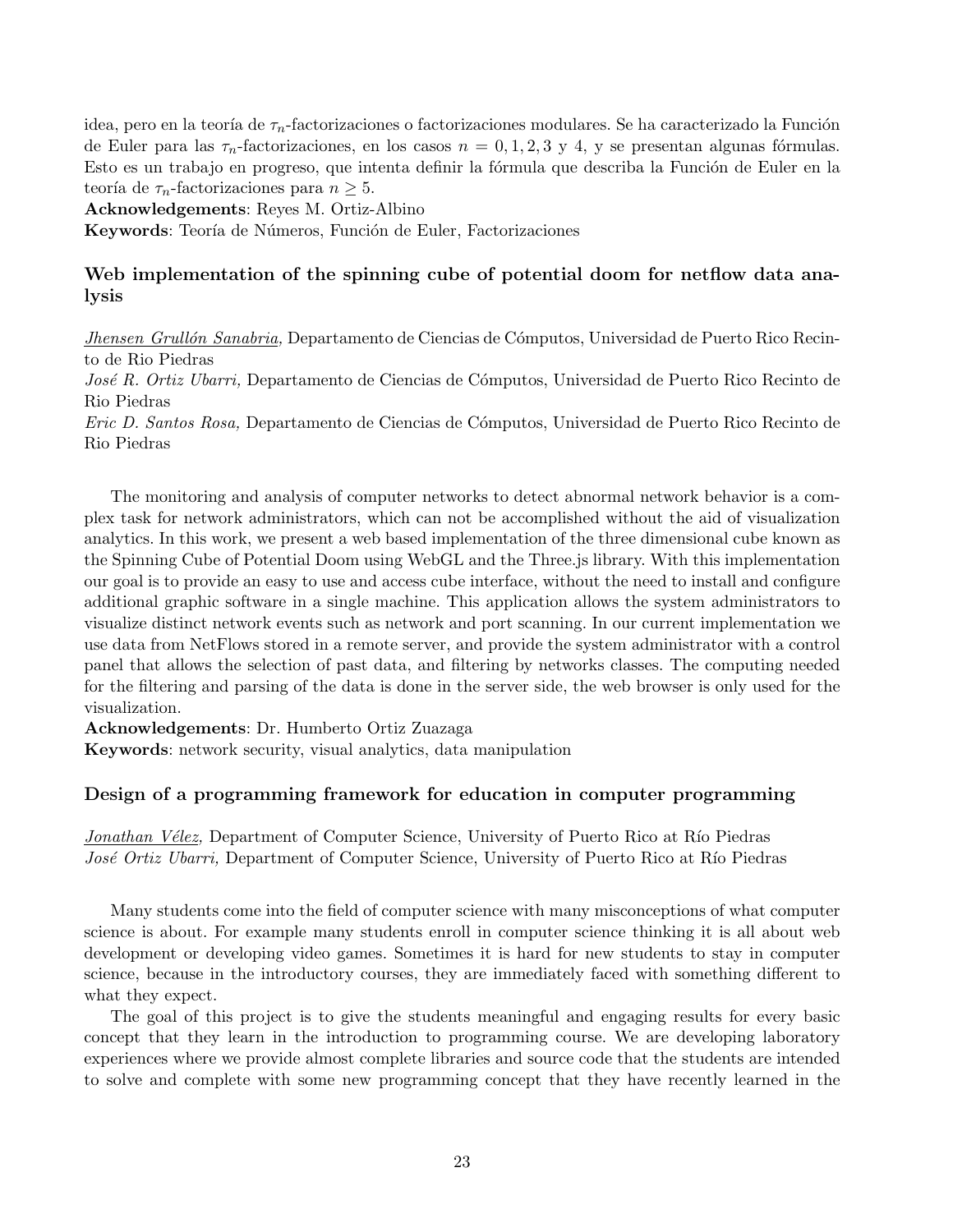idea, pero en la teoría de $\tau_n$-factorizaciones o factorizaciones modulares. Se ha caracterizado la Función de Euler para las $\tau_n$-factorizaciones, en los casos $n = 0, 1, 2, 3$ y 4, y se presentan algunas fórmulas. Esto es un trabajo en progreso, que intenta definir la fórmula que describa la Función de Euler en la teoría de $\tau_n$-factorizaciones para $n \geq 5$.

**Acknowledgements**: Reyes M. Ortiz-Albino

**Keywords**: Teoría de Números, Función de Euler, Factorizaciones

### Web implementation of the spinning cube of potential doom for netflow data analysis

*Jhensen Grullón Sanabria,* Departamento de Ciencias de Cómputos, Universidad de Puerto Rico Recinto de Rio Piedras

*José R. Ortiz Ubarri,* Departamento de Ciencias de Cómputos, Universidad de Puerto Rico Recinto de Rio Piedras

*Eric D. Santos Rosa,* Departamento de Ciencias de Cómputos, Universidad de Puerto Rico Recinto de Rio Piedras

The monitoring and analysis of computer networks to detect abnormal network behavior is a complex task for network administrators, which can not be accomplished without the aid of visualization analytics. In this work, we present a web based implementation of the three dimensional cube known as the Spinning Cube of Potential Doom using WebGL and the Three.js library. With this implementation our goal is to provide an easy to use and access cube interface, without the need to install and configure additional graphic software in a single machine. This application allows the system administrators to visualize distinct network events such as network and port scanning. In our current implementation we use data from NetFlows stored in a remote server, and provide the system administrator with a control panel that allows the selection of past data, and filtering by networks classes. The computing needed for the filtering and parsing of the data is done in the server side, the web browser is only used for the visualization.

**Acknowledgements**: Dr. Humberto Ortiz Zuazaga

**Keywords**: network security, visual analytics, data manipulation

### Design of a programming framework for education in computer programming

*Jonathan Vélez,* Department of Computer Science, University of Puerto Rico at Río Piedras

*José Ortiz Ubarri,* Department of Computer Science, University of Puerto Rico at Río Piedras

Many students come into the field of computer science with many misconceptions of what computer science is about. For example many students enroll in computer science thinking it is all about web development or developing video games. Sometimes it is hard for new students to stay in computer science, because in the introductory courses, they are immediately faced with something different to what they expect.

The goal of this project is to give the students meaningful and engaging results for every basic concept that they learn in the introduction to programming course. We are developing laboratory experiences where we provide almost complete libraries and source code that the students are intended to solve and complete with some new programming concept that they have recently learned in the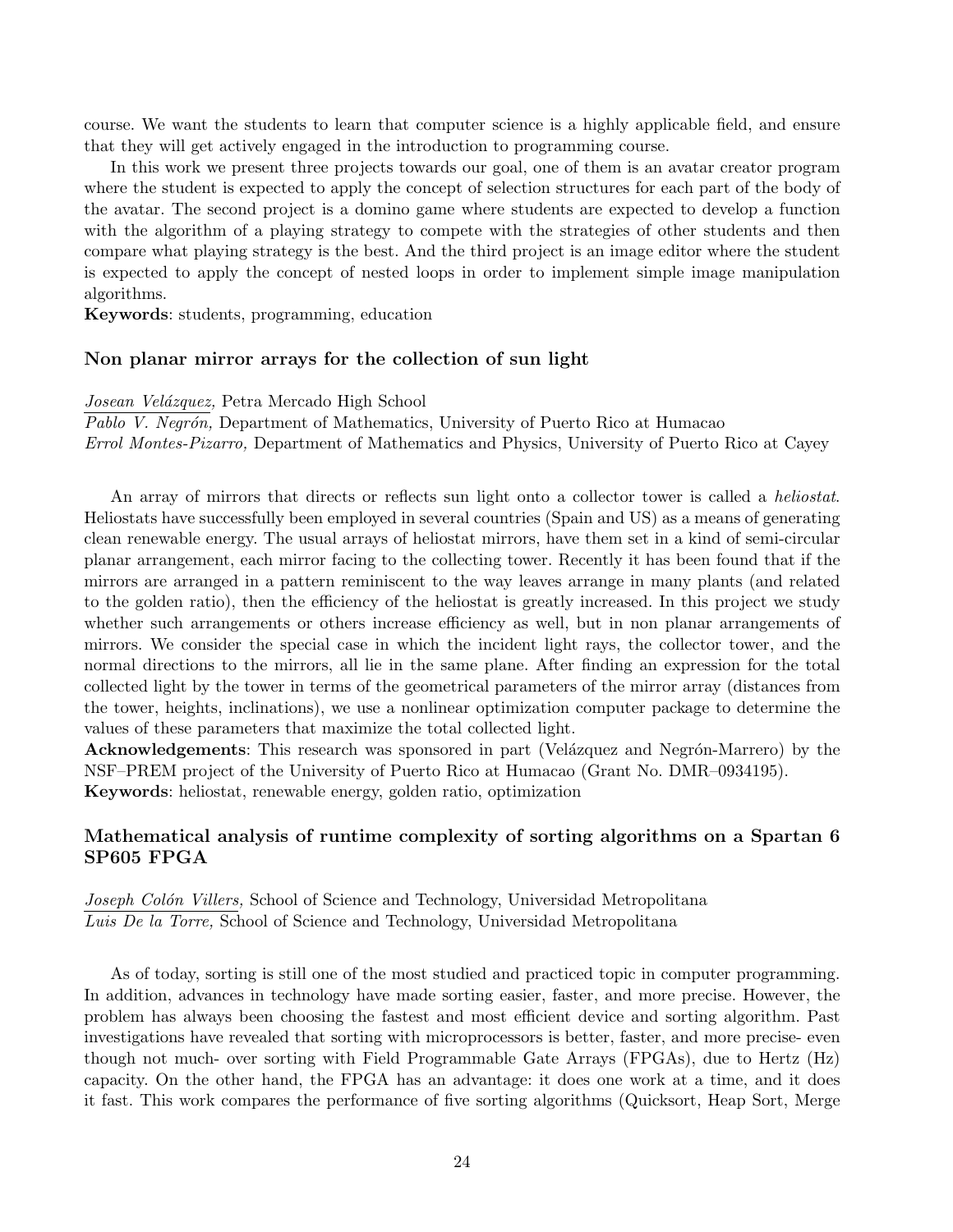course. We want the students to learn that computer science is a highly applicable field, and ensure that they will get actively engaged in the introduction to programming course.

In this work we present three projects towards our goal, one of them is an avatar creator program where the student is expected to apply the concept of selection structures for each part of the body of the avatar. The second project is a domino game where students are expected to develop a function with the algorithm of a playing strategy to compete with the strategies of other students and then compare what playing strategy is the best. And the third project is an image editor where the student is expected to apply the concept of nested loops in order to implement simple image manipulation algorithms.

**Keywords**: students, programming, education

### Non planar mirror arrays for the collection of sun light

*Josean Velázquez,* Petra Mercado High School
*Pablo V. Negrón,* Department of Mathematics, University of Puerto Rico at Humacao
*Errol Montes-Pizarro,* Department of Mathematics and Physics, University of Puerto Rico at Cayey

An array of mirrors that directs or reflects sun light onto a collector tower is called a *heliostat*. Heliostats have successfully been employed in several countries (Spain and US) as a means of generating clean renewable energy. The usual arrays of heliostat mirrors, have them set in a kind of semi-circular planar arrangement, each mirror facing to the collecting tower. Recently it has been found that if the mirrors are arranged in a pattern reminiscent to the way leaves arrange in many plants (and related to the golden ratio), then the efficiency of the heliostat is greatly increased. In this project we study whether such arrangements or others increase efficiency as well, but in non planar arrangements of mirrors. We consider the special case in which the incident light rays, the collector tower, and the normal directions to the mirrors, all lie in the same plane. After finding an expression for the total collected light by the tower in terms of the geometrical parameters of the mirror array (distances from the tower, heights, inclinations), we use a nonlinear optimization computer package to determine the values of these parameters that maximize the total collected light.

**Acknowledgements**: This research was sponsored in part (Velázquez and Negrón-Marrero) by the NSF–PREM project of the University of Puerto Rico at Humacao (Grant No. DMR–0934195).

**Keywords**: heliostat, renewable energy, golden ratio, optimization

### Mathematical analysis of runtime complexity of sorting algorithms on a Spartan 6 SP605 FPGA

*Joseph Colón Villers,* School of Science and Technology, Universidad Metropolitana
*Luis De la Torre,* School of Science and Technology, Universidad Metropolitana

As of today, sorting is still one of the most studied and practiced topic in computer programming. In addition, advances in technology have made sorting easier, faster, and more precise. However, the problem has always been choosing the fastest and most efficient device and sorting algorithm. Past investigations have revealed that sorting with microprocessors is better, faster, and more precise- even though not much- over sorting with Field Programmable Gate Arrays (FPGAs), due to Hertz (Hz) capacity. On the other hand, the FPGA has an advantage: it does one work at a time, and it does it fast. This work compares the performance of five sorting algorithms (Quicksort, Heap Sort, Merge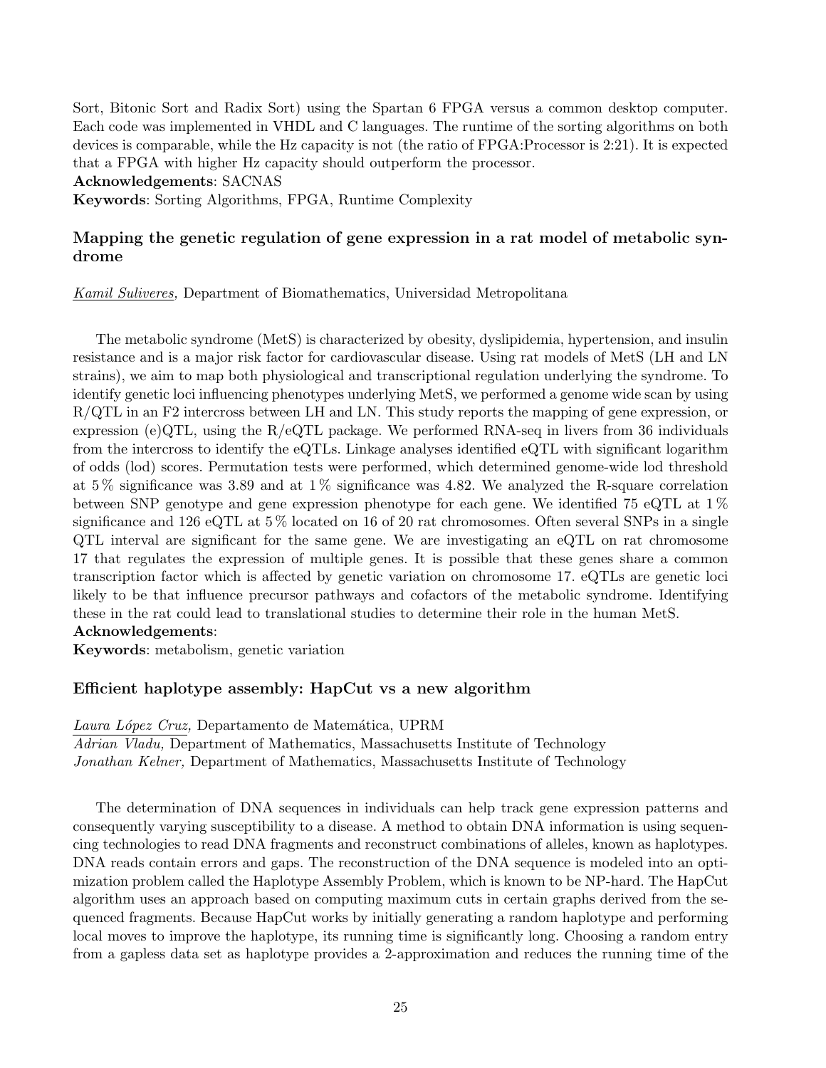Sort, Bitonic Sort and Radix Sort) using the Spartan 6 FPGA versus a common desktop computer. Each code was implemented in VHDL and C languages. The runtime of the sorting algorithms on both devices is comparable, while the Hz capacity is not (the ratio of FPGA:Processor is 2:21). It is expected that a FPGA with higher Hz capacity should outperform the processor.

**Acknowledgements**: SACNAS

**Keywords**: Sorting Algorithms, FPGA, Runtime Complexity

### Mapping the genetic regulation of gene expression in a rat model of metabolic syndrome

*Kamil Suliveres,* Department of Biomathematics, Universidad Metropolitana

The metabolic syndrome (MetS) is characterized by obesity, dyslipidemia, hypertension, and insulin resistance and is a major risk factor for cardiovascular disease. Using rat models of MetS (LH and LN strains), we aim to map both physiological and transcriptional regulation underlying the syndrome. To identify genetic loci influencing phenotypes underlying MetS, we performed a genome wide scan by using R/QTL in an F2 intercross between LH and LN. This study reports the mapping of gene expression, or expression (e)QTL, using the R/eQTL package. We performed RNA-seq in livers from 36 individuals from the intercross to identify the eQTLs. Linkage analyses identified eQTL with significant logarithm of odds (lod) scores. Permutation tests were performed, which determined genome-wide lod threshold at 5 % significance was 3.89 and at 1 % significance was 4.82. We analyzed the R-square correlation between SNP genotype and gene expression phenotype for each gene. We identified 75 eQTL at 1 % significance and 126 eQTL at 5 % located on 16 of 20 rat chromosomes. Often several SNPs in a single QTL interval are significant for the same gene. We are investigating an eQTL on rat chromosome 17 that regulates the expression of multiple genes. It is possible that these genes share a common transcription factor which is affected by genetic variation on chromosome 17. eQTLs are genetic loci likely to be that influence precursor pathways and cofactors of the metabolic syndrome. Identifying these in the rat could lead to translational studies to determine their role in the human MetS.

**Acknowledgements**:

**Keywords**: metabolism, genetic variation

### Efficient haplotype assembly: HapCut vs a new algorithm

*Laura López Cruz,* Departamento de Matemática, UPRM

*Adrian Vladu,* Department of Mathematics, Massachusetts Institute of Technology

*Jonathan Kelner,* Department of Mathematics, Massachusetts Institute of Technology

The determination of DNA sequences in individuals can help track gene expression patterns and consequently varying susceptibility to a disease. A method to obtain DNA information is using sequencing technologies to read DNA fragments and reconstruct combinations of alleles, known as haplotypes. DNA reads contain errors and gaps. The reconstruction of the DNA sequence is modeled into an optimization problem called the Haplotype Assembly Problem, which is known to be NP-hard. The HapCut algorithm uses an approach based on computing maximum cuts in certain graphs derived from the sequenced fragments. Because HapCut works by initially generating a random haplotype and performing local moves to improve the haplotype, its running time is significantly long. Choosing a random entry from a gapless data set as haplotype provides a 2-approximation and reduces the running time of the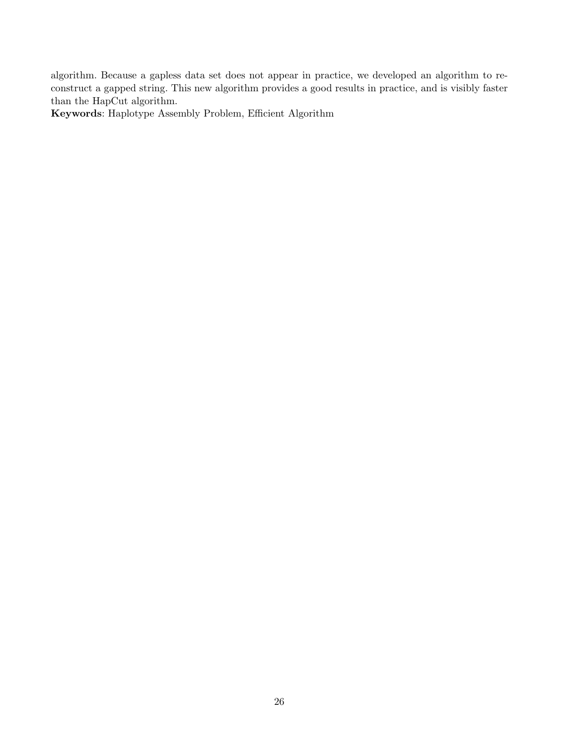algorithm. Because a gapless data set does not appear in practice, we developed an algorithm to reconstruct a gapped string. This new algorithm provides a good results in practice, and is visibly faster than the HapCut algorithm.

**Keywords**: Haplotype Assembly Problem, Efficient Algorithm